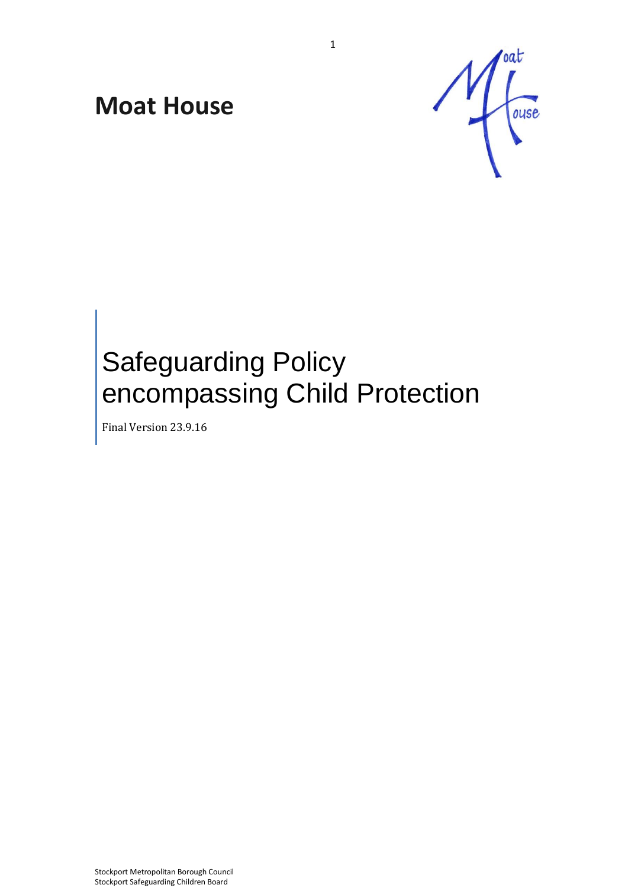# Moat House

# Safeguarding Policy encompassing Child Protection

Final Version 23.9.16

Stockport Metropolitan Borough Council
Stockport Safeguarding Children Board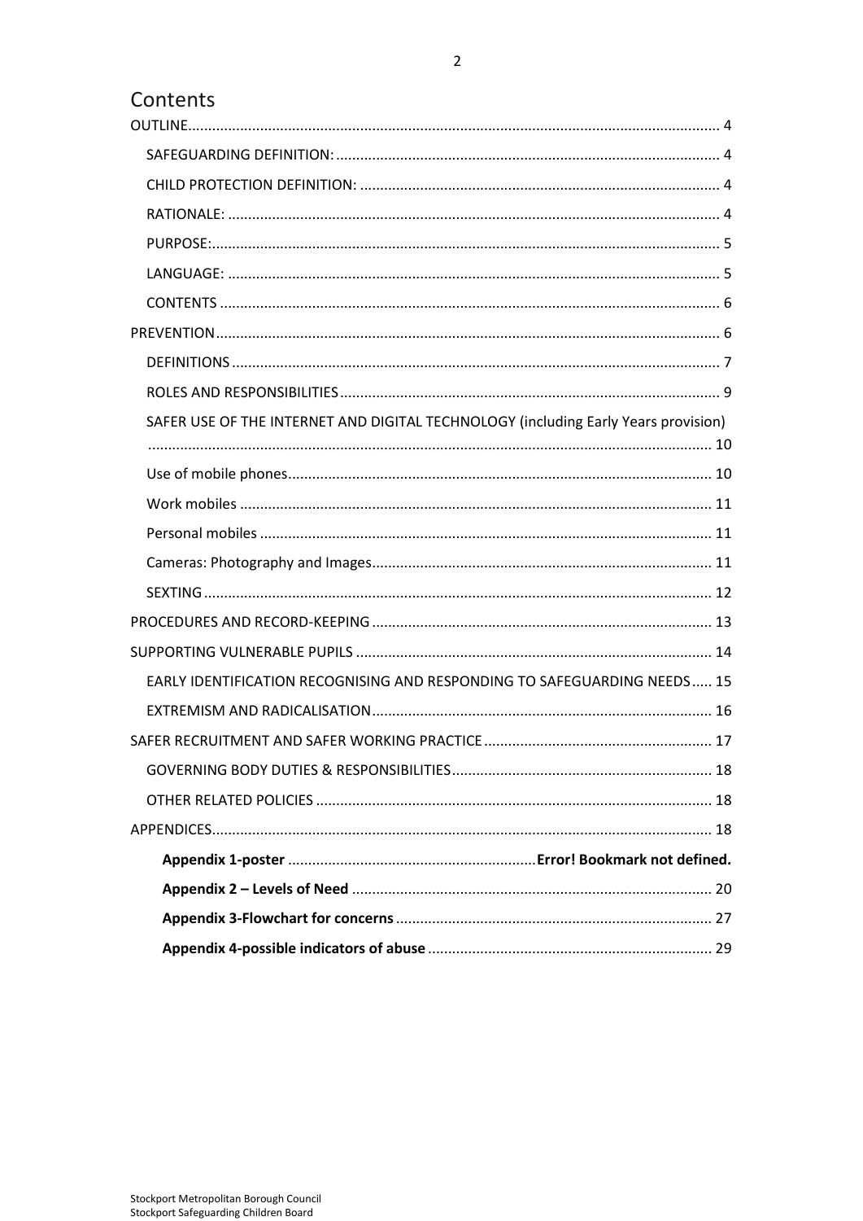# Contents

OUTLINE ... 4

- SAFEGUARDING DEFINITION: ... 4
- CHILD PROTECTION DEFINITION: ... 4
- RATIONALE: ... 4
- PURPOSE: ... 5
- LANGUAGE: ... 5
- CONTENTS ... 6

PREVENTION ... 6

- DEFINITIONS ... 7
- ROLES AND RESPONSIBILITIES ... 9
- SAFER USE OF THE INTERNET AND DIGITAL TECHNOLOGY (including Early Years provision) ... 10
- Use of mobile phones ... 10
- Work mobiles ... 11
- Personal mobiles ... 11
- Cameras: Photography and Images ... 11
- SEXTING ... 12

PROCEDURES AND RECORD-KEEPING ... 13

SUPPORTING VULNERABLE PUPILS ... 14

- EARLY IDENTIFICATION RECOGNISING AND RESPONDING TO SAFEGUARDING NEEDS ... 15
- EXTREMISM AND RADICALISATION ... 16

SAFER RECRUITMENT AND SAFER WORKING PRACTICE ... 17

- GOVERNING BODY DUTIES & RESPONSIBILITIES ... 18
- OTHER RELATED POLICIES ... 18

APPENDICES ... 18

- **Appendix 1-poster** ... **Error! Bookmark not defined.**
- **Appendix 2 – Levels of Need** ... 20
- **Appendix 3-Flowchart for concerns** ... 27
- **Appendix 4-possible indicators of abuse** ... 29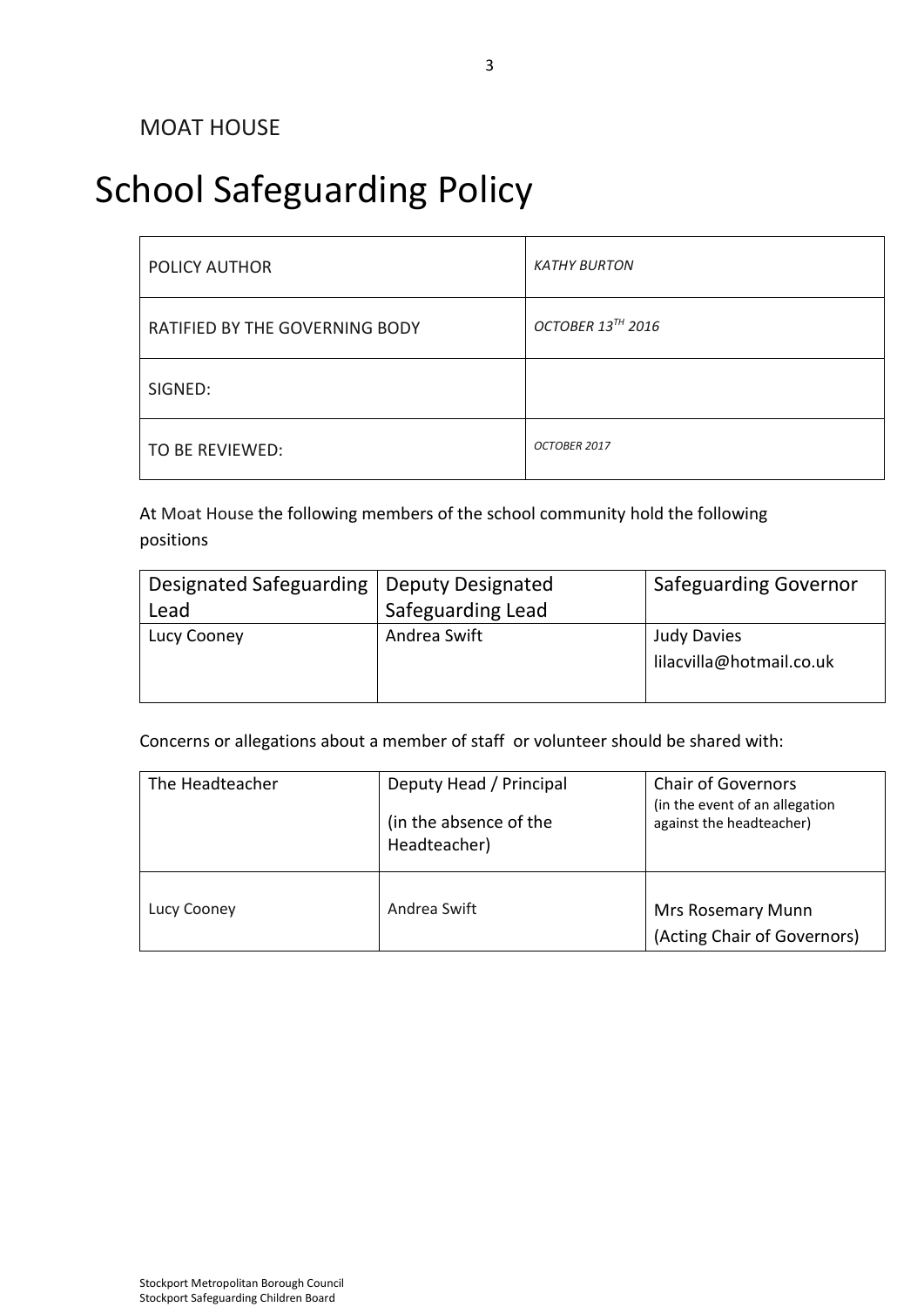MOAT HOUSE

# School Safeguarding Policy

| POLICY AUTHOR | *KATHY BURTON* |
| --- | --- |
| RATIFIED BY THE GOVERNING BODY | *OCTOBER 13TH 2016* |
| SIGNED: | |
| TO BE REVIEWED: | *OCTOBER 2017* |

At Moat House the following members of the school community hold the following positions

| Designated Safeguarding Lead | Deputy Designated Safeguarding Lead | Safeguarding Governor |
| --- | --- | --- |
| Lucy Cooney | Andrea Swift | Judy Davies lilacvilla@hotmail.co.uk |

Concerns or allegations about a member of staff or volunteer should be shared with:

| The Headteacher | Deputy Head / Principal (in the absence of the Headteacher) | Chair of Governors (in the event of an allegation against the headteacher) |
| --- | --- | --- |
| Lucy Cooney | Andrea Swift | Mrs Rosemary Munn (Acting Chair of Governors) |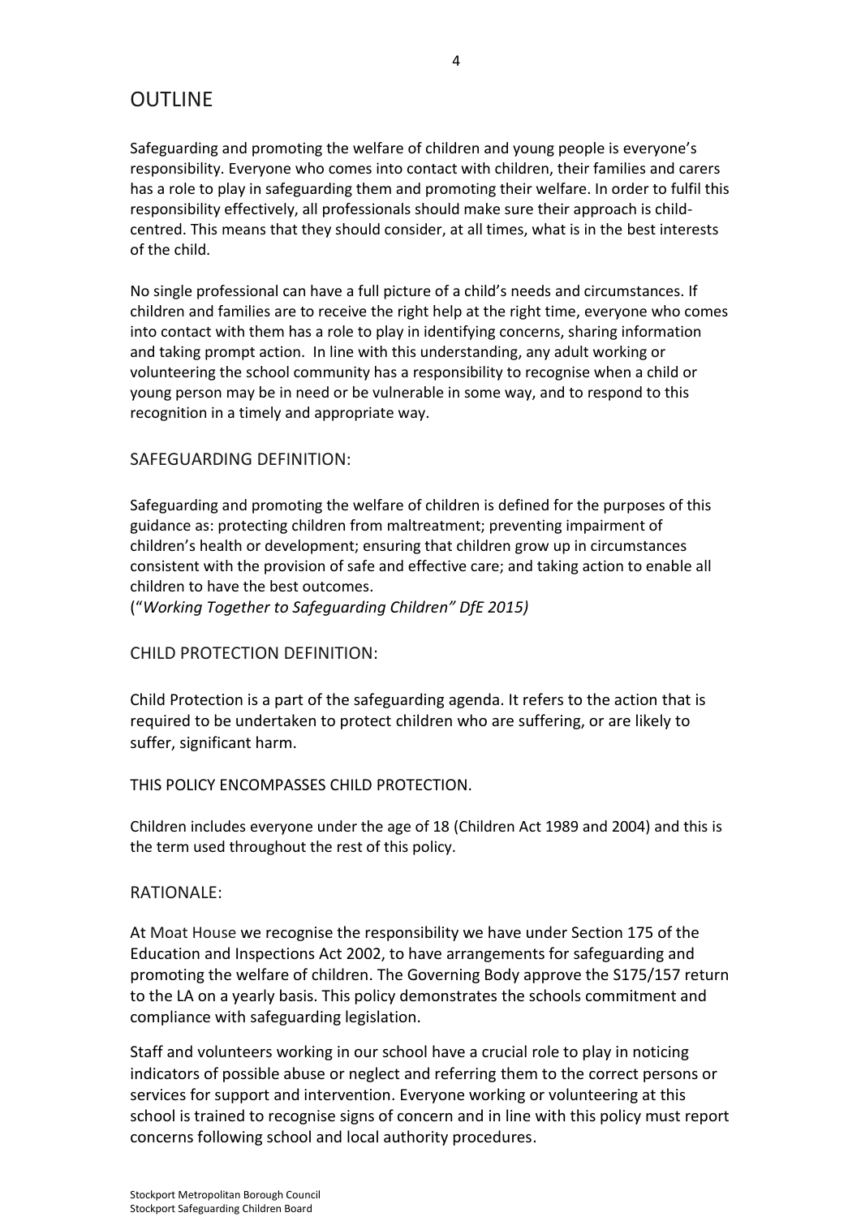# OUTLINE

Safeguarding and promoting the welfare of children and young people is everyone's responsibility. Everyone who comes into contact with children, their families and carers has a role to play in safeguarding them and promoting their welfare. In order to fulfil this responsibility effectively, all professionals should make sure their approach is child-centred. This means that they should consider, at all times, what is in the best interests of the child.

No single professional can have a full picture of a child's needs and circumstances. If children and families are to receive the right help at the right time, everyone who comes into contact with them has a role to play in identifying concerns, sharing information and taking prompt action. In line with this understanding, any adult working or volunteering the school community has a responsibility to recognise when a child or young person may be in need or be vulnerable in some way, and to respond to this recognition in a timely and appropriate way.

## SAFEGUARDING DEFINITION:

Safeguarding and promoting the welfare of children is defined for the purposes of this guidance as: protecting children from maltreatment; preventing impairment of children's health or development; ensuring that children grow up in circumstances consistent with the provision of safe and effective care; and taking action to enable all children to have the best outcomes.
("*Working Together to Safeguarding Children" DfE 2015)*

## CHILD PROTECTION DEFINITION:

Child Protection is a part of the safeguarding agenda. It refers to the action that is required to be undertaken to protect children who are suffering, or are likely to suffer, significant harm.

THIS POLICY ENCOMPASSES CHILD PROTECTION.

Children includes everyone under the age of 18 (Children Act 1989 and 2004) and this is the term used throughout the rest of this policy.

## RATIONALE:

At Moat House we recognise the responsibility we have under Section 175 of the Education and Inspections Act 2002, to have arrangements for safeguarding and promoting the welfare of children. The Governing Body approve the S175/157 return to the LA on a yearly basis. This policy demonstrates the schools commitment and compliance with safeguarding legislation.

Staff and volunteers working in our school have a crucial role to play in noticing indicators of possible abuse or neglect and referring them to the correct persons or services for support and intervention. Everyone working or volunteering at this school is trained to recognise signs of concern and in line with this policy must report concerns following school and local authority procedures.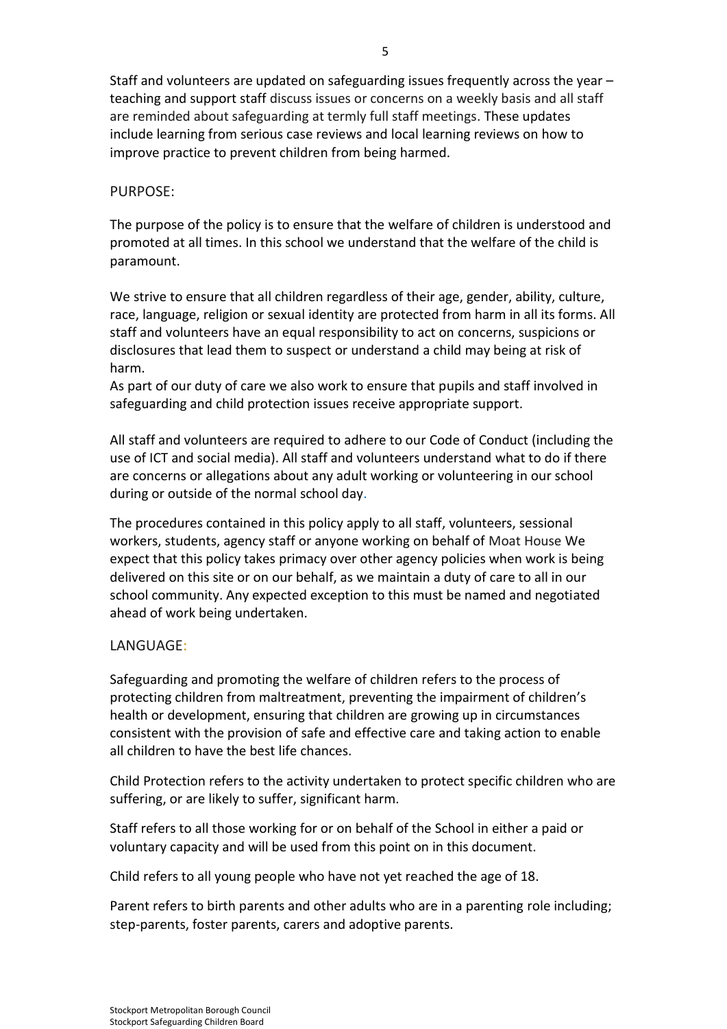Staff and volunteers are updated on safeguarding issues frequently across the year – teaching and support staff discuss issues or concerns on a weekly basis and all staff are reminded about safeguarding at termly full staff meetings. These updates include learning from serious case reviews and local learning reviews on how to improve practice to prevent children from being harmed.

## PURPOSE:

The purpose of the policy is to ensure that the welfare of children is understood and promoted at all times. In this school we understand that the welfare of the child is paramount.

We strive to ensure that all children regardless of their age, gender, ability, culture, race, language, religion or sexual identity are protected from harm in all its forms. All staff and volunteers have an equal responsibility to act on concerns, suspicions or disclosures that lead them to suspect or understand a child may being at risk of harm.
As part of our duty of care we also work to ensure that pupils and staff involved in safeguarding and child protection issues receive appropriate support.

All staff and volunteers are required to adhere to our Code of Conduct (including the use of ICT and social media). All staff and volunteers understand what to do if there are concerns or allegations about any adult working or volunteering in our school during or outside of the normal school day.

The procedures contained in this policy apply to all staff, volunteers, sessional workers, students, agency staff or anyone working on behalf of Moat House We expect that this policy takes primacy over other agency policies when work is being delivered on this site or on our behalf, as we maintain a duty of care to all in our school community. Any expected exception to this must be named and negotiated ahead of work being undertaken.

## LANGUAGE:

Safeguarding and promoting the welfare of children refers to the process of protecting children from maltreatment, preventing the impairment of children's health or development, ensuring that children are growing up in circumstances consistent with the provision of safe and effective care and taking action to enable all children to have the best life chances.

Child Protection refers to the activity undertaken to protect specific children who are suffering, or are likely to suffer, significant harm.

Staff refers to all those working for or on behalf of the School in either a paid or voluntary capacity and will be used from this point on in this document.

Child refers to all young people who have not yet reached the age of 18.

Parent refers to birth parents and other adults who are in a parenting role including; step-parents, foster parents, carers and adoptive parents.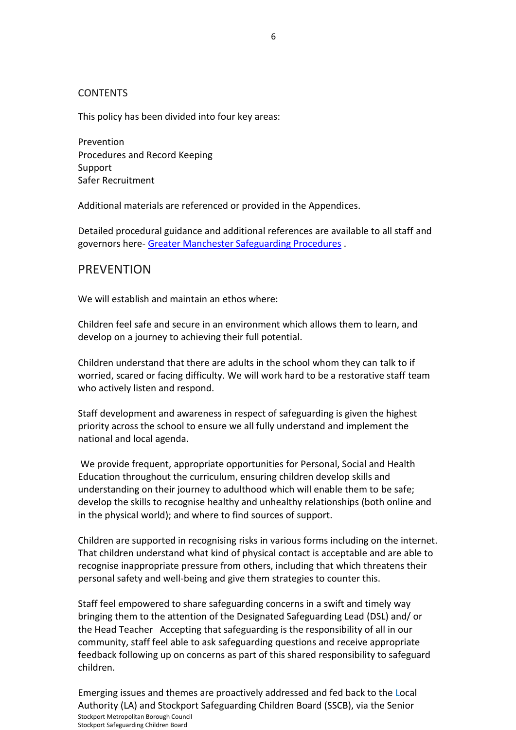CONTENTS

This policy has been divided into four key areas:

Prevention
Procedures and Record Keeping
Support
Safer Recruitment

Additional materials are referenced or provided in the Appendices.

Detailed procedural guidance and additional references are available to all staff and governors here- [Greater Manchester Safeguarding Procedures](#) .

## PREVENTION

We will establish and maintain an ethos where:

Children feel safe and secure in an environment which allows them to learn, and develop on a journey to achieving their full potential.

Children understand that there are adults in the school whom they can talk to if worried, scared or facing difficulty. We will work hard to be a restorative staff team who actively listen and respond.

Staff development and awareness in respect of safeguarding is given the highest priority across the school to ensure we all fully understand and implement the national and local agenda.

We provide frequent, appropriate opportunities for Personal, Social and Health Education throughout the curriculum, ensuring children develop skills and understanding on their journey to adulthood which will enable them to be safe; develop the skills to recognise healthy and unhealthy relationships (both online and in the physical world); and where to find sources of support.

Children are supported in recognising risks in various forms including on the internet. That children understand what kind of physical contact is acceptable and are able to recognise inappropriate pressure from others, including that which threatens their personal safety and well-being and give them strategies to counter this.

Staff feel empowered to share safeguarding concerns in a swift and timely way bringing them to the attention of the Designated Safeguarding Lead (DSL) and/ or the Head Teacher Accepting that safeguarding is the responsibility of all in our community, staff feel able to ask safeguarding questions and receive appropriate feedback following up on concerns as part of this shared responsibility to safeguard children.

Emerging issues and themes are proactively addressed and fed back to the Local Authority (LA) and Stockport Safeguarding Children Board (SSCB), via the Senior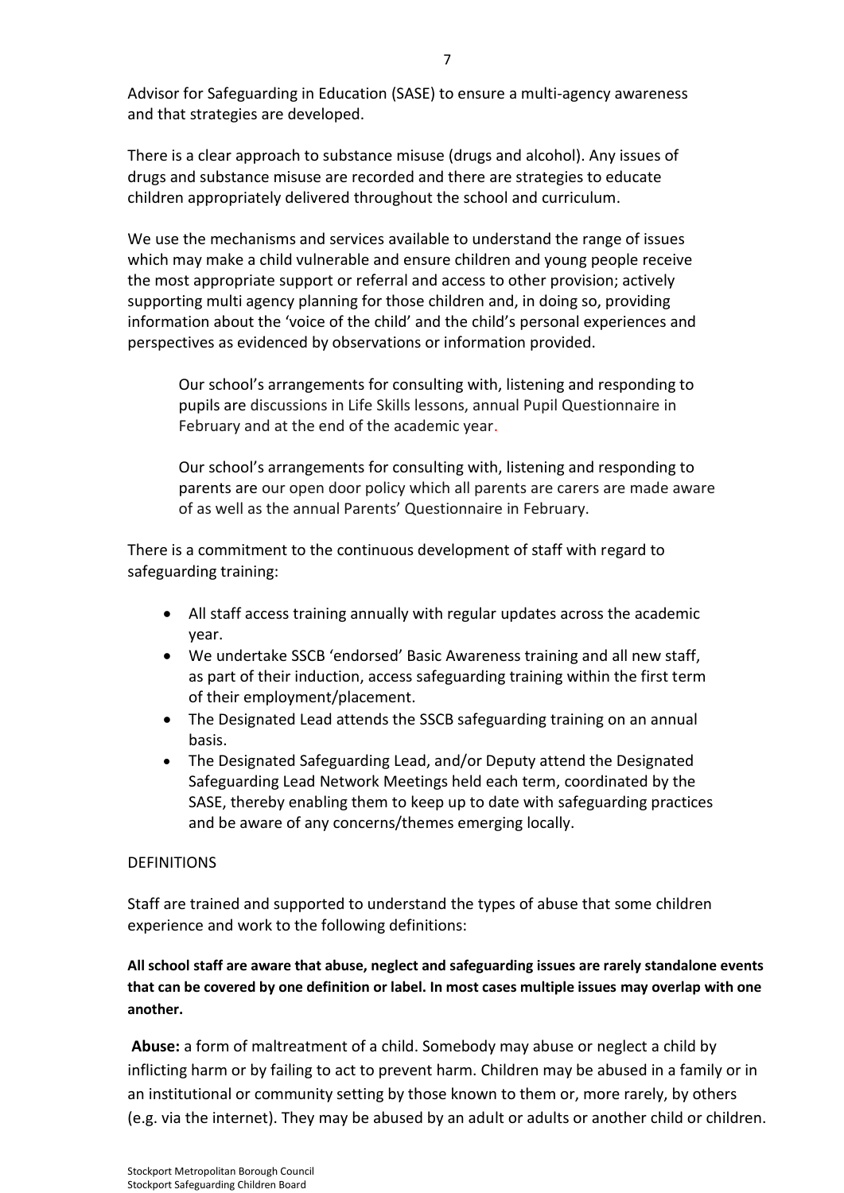Advisor for Safeguarding in Education (SASE) to ensure a multi-agency awareness and that strategies are developed.

There is a clear approach to substance misuse (drugs and alcohol). Any issues of drugs and substance misuse are recorded and there are strategies to educate children appropriately delivered throughout the school and curriculum.

We use the mechanisms and services available to understand the range of issues which may make a child vulnerable and ensure children and young people receive the most appropriate support or referral and access to other provision; actively supporting multi agency planning for those children and, in doing so, providing information about the 'voice of the child' and the child's personal experiences and perspectives as evidenced by observations or information provided.

> Our school's arrangements for consulting with, listening and responding to pupils are discussions in Life Skills lessons, annual Pupil Questionnaire in February and at the end of the academic year.
>
> Our school's arrangements for consulting with, listening and responding to parents are our open door policy which all parents are carers are made aware of as well as the annual Parents' Questionnaire in February.

There is a commitment to the continuous development of staff with regard to safeguarding training:

- All staff access training annually with regular updates across the academic year.
- We undertake SSCB 'endorsed' Basic Awareness training and all new staff, as part of their induction, access safeguarding training within the first term of their employment/placement.
- The Designated Lead attends the SSCB safeguarding training on an annual basis.
- The Designated Safeguarding Lead, and/or Deputy attend the Designated Safeguarding Lead Network Meetings held each term, coordinated by the SASE, thereby enabling them to keep up to date with safeguarding practices and be aware of any concerns/themes emerging locally.

DEFINITIONS

Staff are trained and supported to understand the types of abuse that some children experience and work to the following definitions:

**All school staff are aware that abuse, neglect and safeguarding issues are rarely standalone events that can be covered by one definition or label. In most cases multiple issues may overlap with one another.**

**Abuse:** a form of maltreatment of a child. Somebody may abuse or neglect a child by inflicting harm or by failing to act to prevent harm. Children may be abused in a family or in an institutional or community setting by those known to them or, more rarely, by others (e.g. via the internet). They may be abused by an adult or adults or another child or children.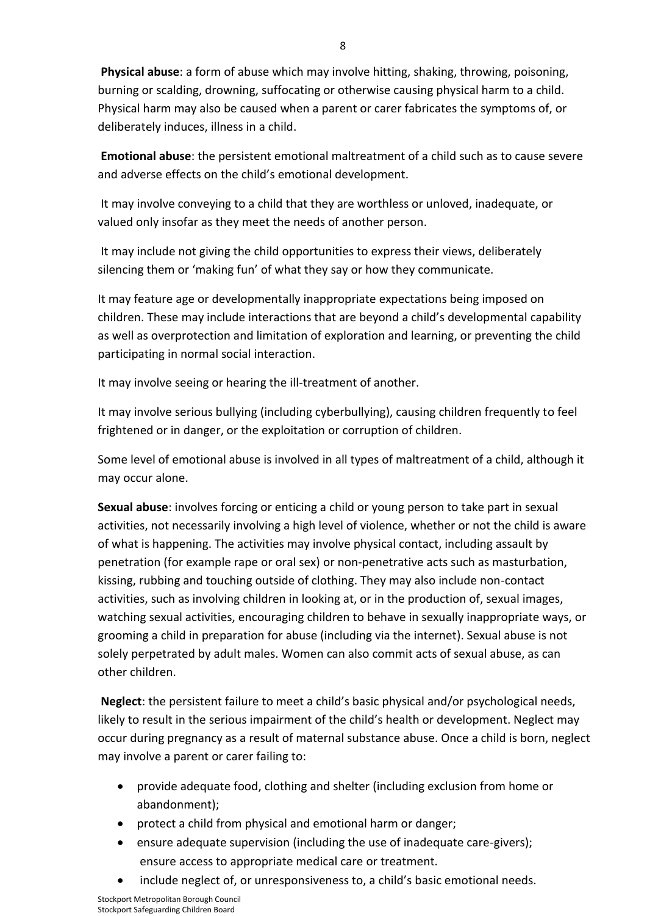**Physical abuse**: a form of abuse which may involve hitting, shaking, throwing, poisoning, burning or scalding, drowning, suffocating or otherwise causing physical harm to a child. Physical harm may also be caused when a parent or carer fabricates the symptoms of, or deliberately induces, illness in a child.

**Emotional abuse**: the persistent emotional maltreatment of a child such as to cause severe and adverse effects on the child's emotional development.

It may involve conveying to a child that they are worthless or unloved, inadequate, or valued only insofar as they meet the needs of another person.

It may include not giving the child opportunities to express their views, deliberately silencing them or 'making fun' of what they say or how they communicate.

It may feature age or developmentally inappropriate expectations being imposed on children. These may include interactions that are beyond a child's developmental capability as well as overprotection and limitation of exploration and learning, or preventing the child participating in normal social interaction.

It may involve seeing or hearing the ill-treatment of another.

It may involve serious bullying (including cyberbullying), causing children frequently to feel frightened or in danger, or the exploitation or corruption of children.

Some level of emotional abuse is involved in all types of maltreatment of a child, although it may occur alone.

**Sexual abuse**: involves forcing or enticing a child or young person to take part in sexual activities, not necessarily involving a high level of violence, whether or not the child is aware of what is happening. The activities may involve physical contact, including assault by penetration (for example rape or oral sex) or non-penetrative acts such as masturbation, kissing, rubbing and touching outside of clothing. They may also include non-contact activities, such as involving children in looking at, or in the production of, sexual images, watching sexual activities, encouraging children to behave in sexually inappropriate ways, or grooming a child in preparation for abuse (including via the internet). Sexual abuse is not solely perpetrated by adult males. Women can also commit acts of sexual abuse, as can other children.

**Neglect**: the persistent failure to meet a child's basic physical and/or psychological needs, likely to result in the serious impairment of the child's health or development. Neglect may occur during pregnancy as a result of maternal substance abuse. Once a child is born, neglect may involve a parent or carer failing to:

- provide adequate food, clothing and shelter (including exclusion from home or abandonment);
- protect a child from physical and emotional harm or danger;
- ensure adequate supervision (including the use of inadequate care-givers); ensure access to appropriate medical care or treatment.
- include neglect of, or unresponsiveness to, a child's basic emotional needs.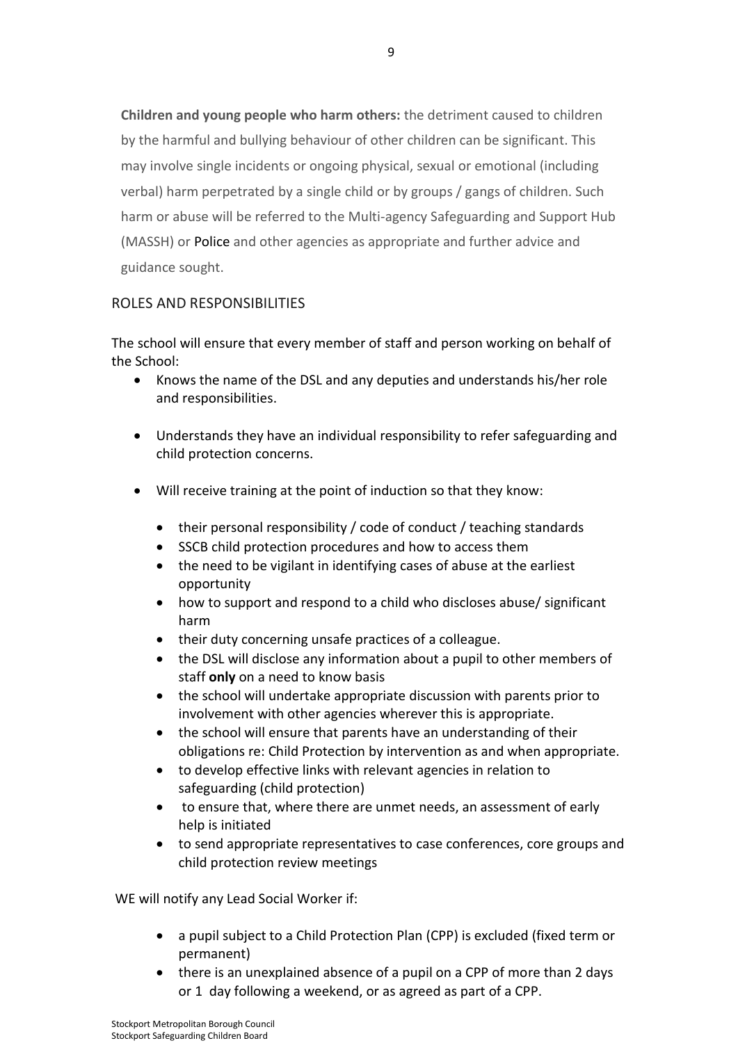**Children and young people who harm others:** the detriment caused to children by the harmful and bullying behaviour of other children can be significant. This may involve single incidents or ongoing physical, sexual or emotional (including verbal) harm perpetrated by a single child or by groups / gangs of children. Such harm or abuse will be referred to the Multi-agency Safeguarding and Support Hub (MASSH) or Police and other agencies as appropriate and further advice and guidance sought.

## ROLES AND RESPONSIBILITIES

The school will ensure that every member of staff and person working on behalf of the School:

- Knows the name of the DSL and any deputies and understands his/her role and responsibilities.
- Understands they have an individual responsibility to refer safeguarding and child protection concerns.
- Will receive training at the point of induction so that they know:
  - their personal responsibility / code of conduct / teaching standards
  - SSCB child protection procedures and how to access them
  - the need to be vigilant in identifying cases of abuse at the earliest opportunity
  - how to support and respond to a child who discloses abuse/ significant harm
  - their duty concerning unsafe practices of a colleague.
  - the DSL will disclose any information about a pupil to other members of staff **only** on a need to know basis
  - the school will undertake appropriate discussion with parents prior to involvement with other agencies wherever this is appropriate.
  - the school will ensure that parents have an understanding of their obligations re: Child Protection by intervention as and when appropriate.
  - to develop effective links with relevant agencies in relation to safeguarding (child protection)
  - to ensure that, where there are unmet needs, an assessment of early help is initiated
  - to send appropriate representatives to case conferences, core groups and child protection review meetings

WE will notify any Lead Social Worker if:

- a pupil subject to a Child Protection Plan (CPP) is excluded (fixed term or permanent)
- there is an unexplained absence of a pupil on a CPP of more than 2 days or 1 day following a weekend, or as agreed as part of a CPP.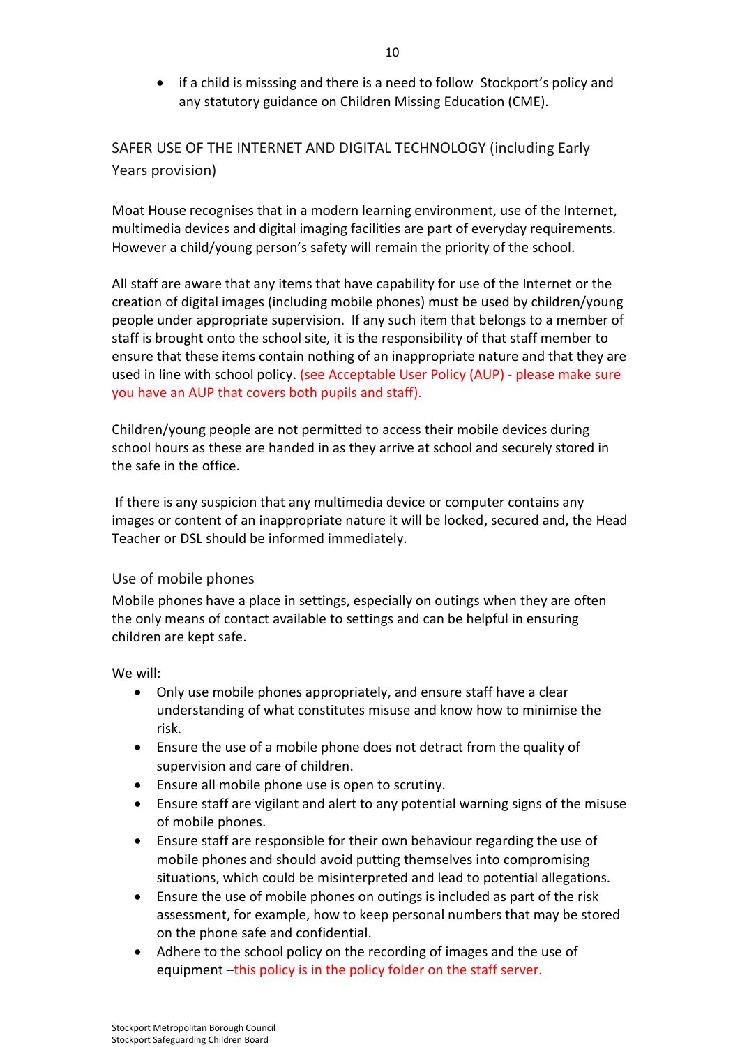- if a child is misssing and there is a need to follow  Stockport's policy and any statutory guidance on Children Missing Education (CME).

## SAFER USE OF THE INTERNET AND DIGITAL TECHNOLOGY (including Early Years provision)

Moat House recognises that in a modern learning environment, use of the Internet, multimedia devices and digital imaging facilities are part of everyday requirements. However a child/young person's safety will remain the priority of the school.

All staff are aware that any items that have capability for use of the Internet or the creation of digital images (including mobile phones) must be used by children/young people under appropriate supervision.  If any such item that belongs to a member of staff is brought onto the school site, it is the responsibility of that staff member to ensure that these items contain nothing of an inappropriate nature and that they are used in line with school policy. (see Acceptable User Policy (AUP) - please make sure you have an AUP that covers both pupils and staff).

Children/young people are not permitted to access their mobile devices during school hours as these are handed in as they arrive at school and securely stored in the safe in the office.

If there is any suspicion that any multimedia device or computer contains any images or content of an inappropriate nature it will be locked, secured and, the Head Teacher or DSL should be informed immediately.

### Use of mobile phones

Mobile phones have a place in settings, especially on outings when they are often the only means of contact available to settings and can be helpful in ensuring children are kept safe.

We will:

- Only use mobile phones appropriately, and ensure staff have a clear understanding of what constitutes misuse and know how to minimise the risk.
- Ensure the use of a mobile phone does not detract from the quality of supervision and care of children.
- Ensure all mobile phone use is open to scrutiny.
- Ensure staff are vigilant and alert to any potential warning signs of the misuse of mobile phones.
- Ensure staff are responsible for their own behaviour regarding the use of mobile phones and should avoid putting themselves into compromising situations, which could be misinterpreted and lead to potential allegations.
- Ensure the use of mobile phones on outings is included as part of the risk assessment, for example, how to keep personal numbers that may be stored on the phone safe and confidential.
- Adhere to the school policy on the recording of images and the use of equipment –this policy is in the policy folder on the staff server.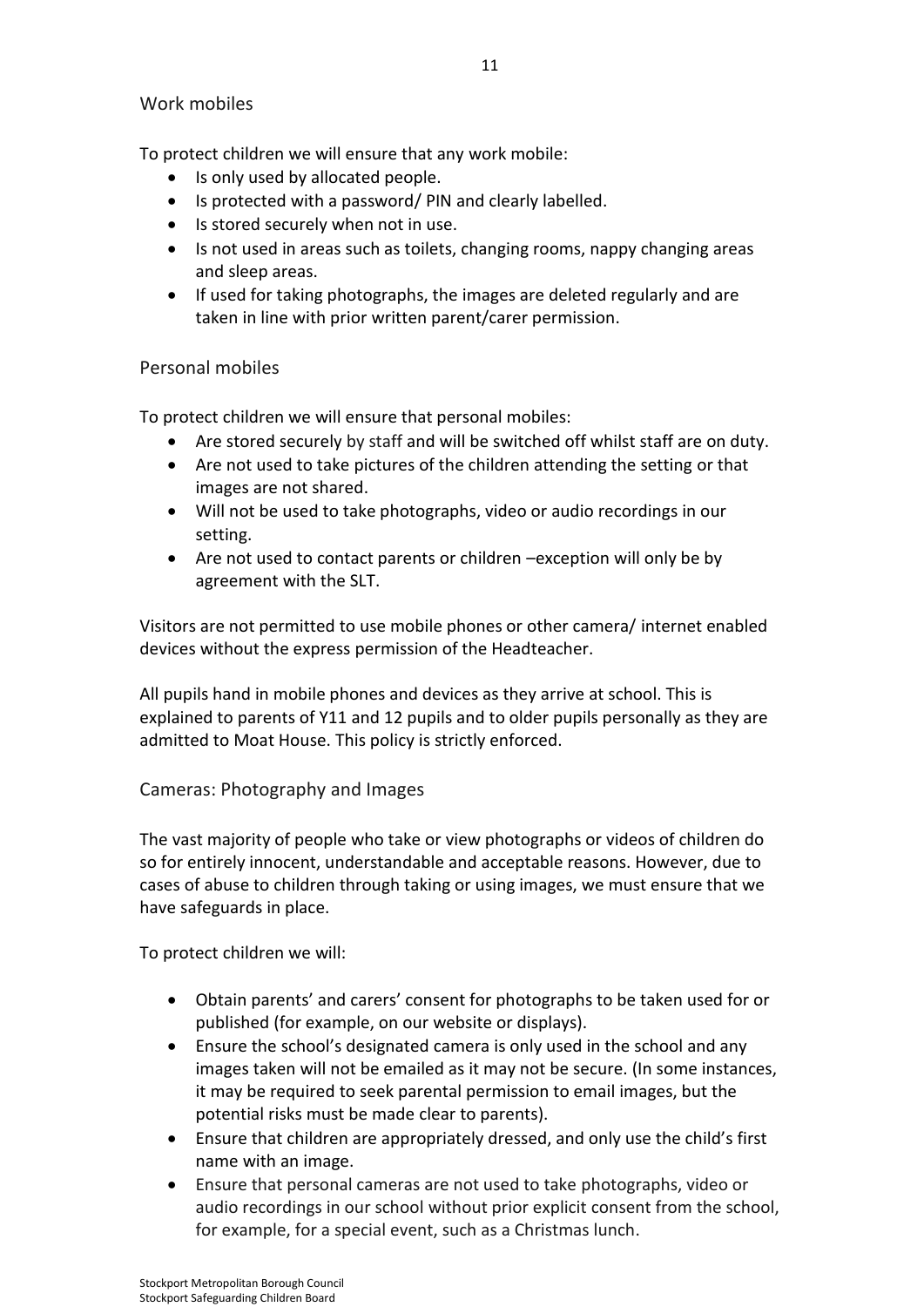## Work mobiles

To protect children we will ensure that any work mobile:

- Is only used by allocated people.
- Is protected with a password/ PIN and clearly labelled.
- Is stored securely when not in use.
- Is not used in areas such as toilets, changing rooms, nappy changing areas and sleep areas.
- If used for taking photographs, the images are deleted regularly and are taken in line with prior written parent/carer permission.

## Personal mobiles

To protect children we will ensure that personal mobiles:

- Are stored securely by staff and will be switched off whilst staff are on duty.
- Are not used to take pictures of the children attending the setting or that images are not shared.
- Will not be used to take photographs, video or audio recordings in our setting.
- Are not used to contact parents or children –exception will only be by agreement with the SLT.

Visitors are not permitted to use mobile phones or other camera/ internet enabled devices without the express permission of the Headteacher.

All pupils hand in mobile phones and devices as they arrive at school. This is explained to parents of Y11 and 12 pupils and to older pupils personally as they are admitted to Moat House. This policy is strictly enforced.

## Cameras: Photography and Images

The vast majority of people who take or view photographs or videos of children do so for entirely innocent, understandable and acceptable reasons. However, due to cases of abuse to children through taking or using images, we must ensure that we have safeguards in place.

To protect children we will:

- Obtain parents' and carers' consent for photographs to be taken used for or published (for example, on our website or displays).
- Ensure the school's designated camera is only used in the school and any images taken will not be emailed as it may not be secure. (In some instances, it may be required to seek parental permission to email images, but the potential risks must be made clear to parents).
- Ensure that children are appropriately dressed, and only use the child's first name with an image.
- Ensure that personal cameras are not used to take photographs, video or audio recordings in our school without prior explicit consent from the school, for example, for a special event, such as a Christmas lunch.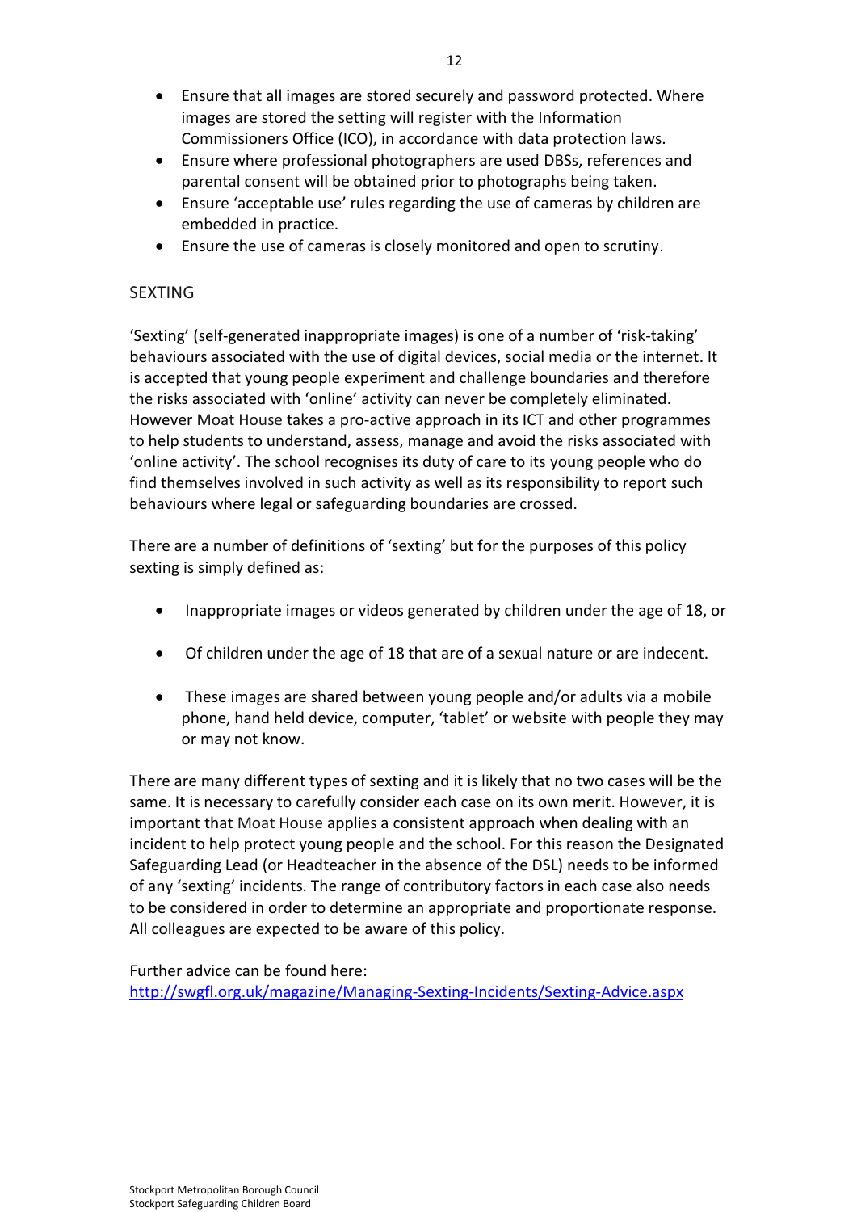- Ensure that all images are stored securely and password protected. Where images are stored the setting will register with the Information Commissioners Office (ICO), in accordance with data protection laws.
- Ensure where professional photographers are used DBSs, references and parental consent will be obtained prior to photographs being taken.
- Ensure 'acceptable use' rules regarding the use of cameras by children are embedded in practice.
- Ensure the use of cameras is closely monitored and open to scrutiny.

## SEXTING

'Sexting' (self-generated inappropriate images) is one of a number of 'risk-taking' behaviours associated with the use of digital devices, social media or the internet. It is accepted that young people experiment and challenge boundaries and therefore the risks associated with 'online' activity can never be completely eliminated. However Moat House takes a pro-active approach in its ICT and other programmes to help students to understand, assess, manage and avoid the risks associated with 'online activity'. The school recognises its duty of care to its young people who do find themselves involved in such activity as well as its responsibility to report such behaviours where legal or safeguarding boundaries are crossed.

There are a number of definitions of 'sexting' but for the purposes of this policy sexting is simply defined as:

- Inappropriate images or videos generated by children under the age of 18, or
- Of children under the age of 18 that are of a sexual nature or are indecent.
- These images are shared between young people and/or adults via a mobile phone, hand held device, computer, 'tablet' or website with people they may or may not know.

There are many different types of sexting and it is likely that no two cases will be the same. It is necessary to carefully consider each case on its own merit. However, it is important that Moat House applies a consistent approach when dealing with an incident to help protect young people and the school. For this reason the Designated Safeguarding Lead (or Headteacher in the absence of the DSL) needs to be informed of any 'sexting' incidents. The range of contributory factors in each case also needs to be considered in order to determine an appropriate and proportionate response. All colleagues are expected to be aware of this policy.

Further advice can be found here:
http://swgfl.org.uk/magazine/Managing-Sexting-Incidents/Sexting-Advice.aspx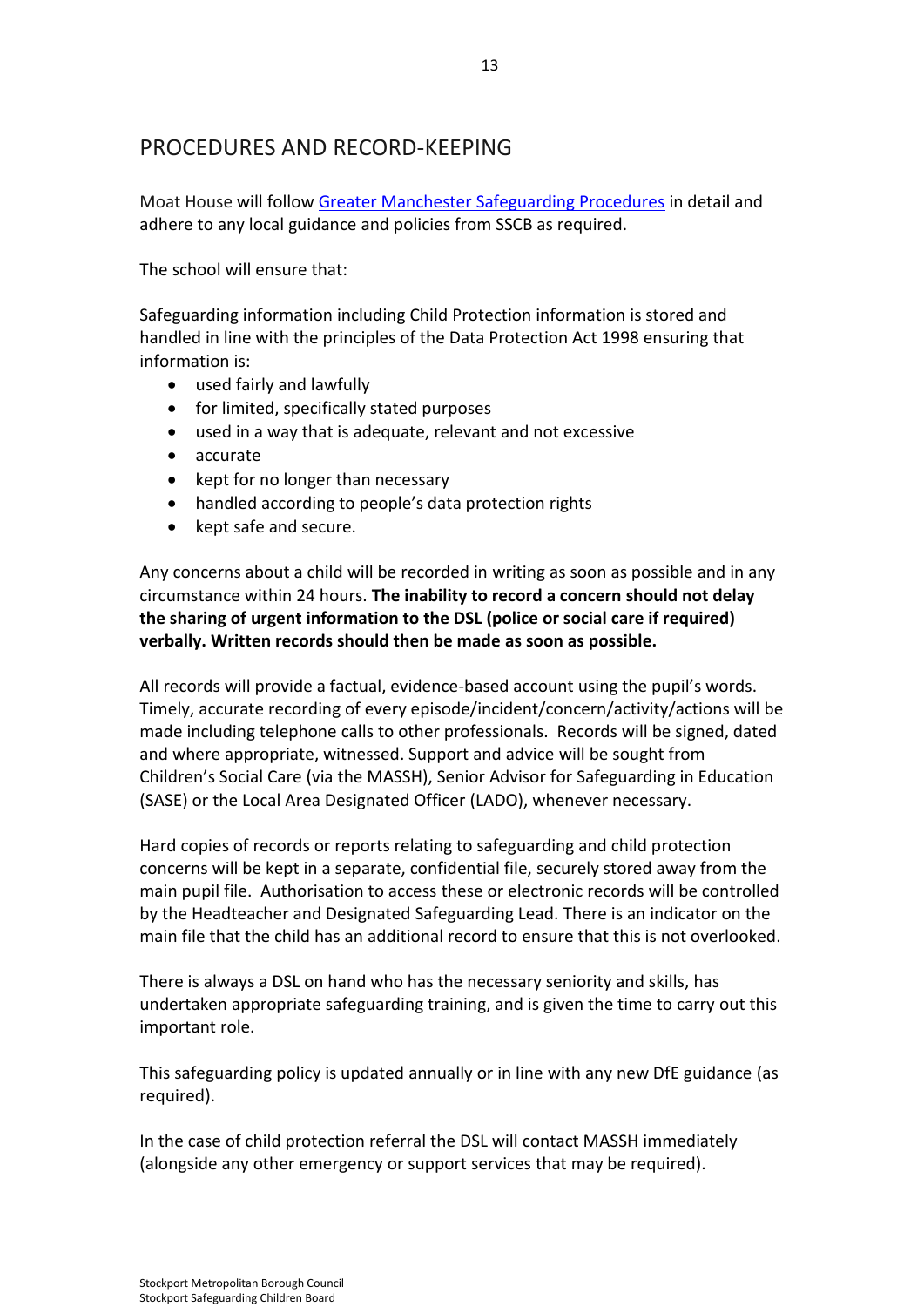## PROCEDURES AND RECORD-KEEPING

Moat House will follow [Greater Manchester Safeguarding Procedures]() in detail and adhere to any local guidance and policies from SSCB as required.

The school will ensure that:

Safeguarding information including Child Protection information is stored and handled in line with the principles of the Data Protection Act 1998 ensuring that information is:

- used fairly and lawfully
- for limited, specifically stated purposes
- used in a way that is adequate, relevant and not excessive
- accurate
- kept for no longer than necessary
- handled according to people's data protection rights
- kept safe and secure.

Any concerns about a child will be recorded in writing as soon as possible and in any circumstance within 24 hours. **The inability to record a concern should not delay the sharing of urgent information to the DSL (police or social care if required) verbally. Written records should then be made as soon as possible.**

All records will provide a factual, evidence-based account using the pupil's words. Timely, accurate recording of every episode/incident/concern/activity/actions will be made including telephone calls to other professionals. Records will be signed, dated and where appropriate, witnessed. Support and advice will be sought from Children's Social Care (via the MASSH), Senior Advisor for Safeguarding in Education (SASE) or the Local Area Designated Officer (LADO), whenever necessary.

Hard copies of records or reports relating to safeguarding and child protection concerns will be kept in a separate, confidential file, securely stored away from the main pupil file. Authorisation to access these or electronic records will be controlled by the Headteacher and Designated Safeguarding Lead. There is an indicator on the main file that the child has an additional record to ensure that this is not overlooked.

There is always a DSL on hand who has the necessary seniority and skills, has undertaken appropriate safeguarding training, and is given the time to carry out this important role.

This safeguarding policy is updated annually or in line with any new DfE guidance (as required).

In the case of child protection referral the DSL will contact MASSH immediately (alongside any other emergency or support services that may be required).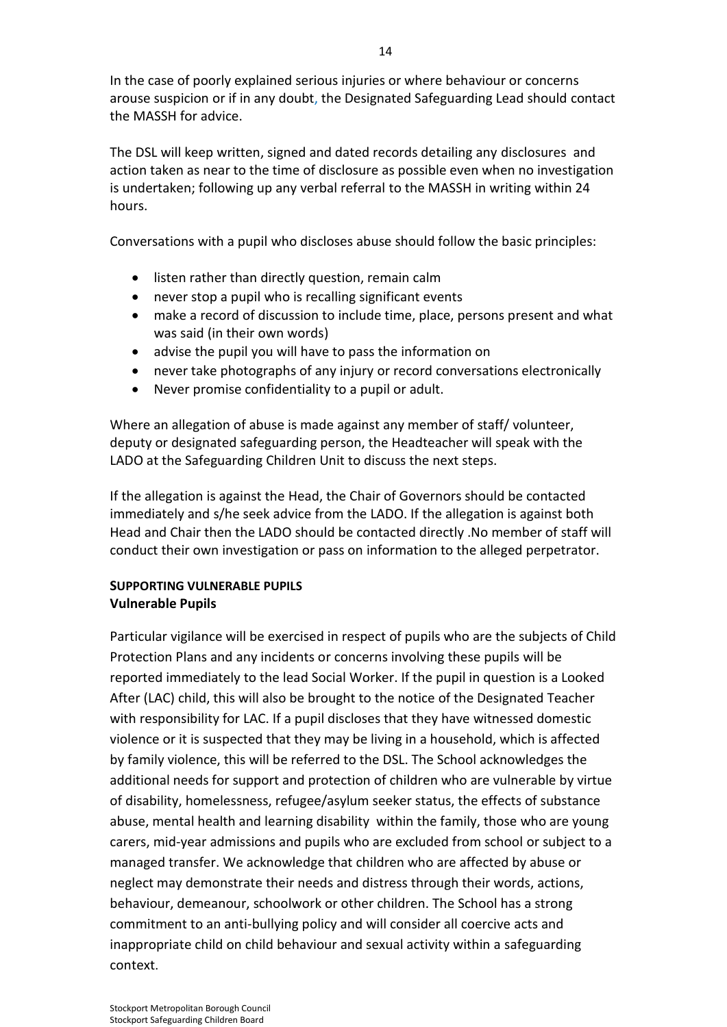In the case of poorly explained serious injuries or where behaviour or concerns arouse suspicion or if in any doubt, the Designated Safeguarding Lead should contact the MASSH for advice.

The DSL will keep written, signed and dated records detailing any disclosures and action taken as near to the time of disclosure as possible even when no investigation is undertaken; following up any verbal referral to the MASSH in writing within 24 hours.

Conversations with a pupil who discloses abuse should follow the basic principles:

- listen rather than directly question, remain calm
- never stop a pupil who is recalling significant events
- make a record of discussion to include time, place, persons present and what was said (in their own words)
- advise the pupil you will have to pass the information on
- never take photographs of any injury or record conversations electronically
- Never promise confidentiality to a pupil or adult.

Where an allegation of abuse is made against any member of staff/ volunteer, deputy or designated safeguarding person, the Headteacher will speak with the LADO at the Safeguarding Children Unit to discuss the next steps.

If the allegation is against the Head, the Chair of Governors should be contacted immediately and s/he seek advice from the LADO. If the allegation is against both Head and Chair then the LADO should be contacted directly .No member of staff will conduct their own investigation or pass on information to the alleged perpetrator.

## SUPPORTING VULNERABLE PUPILS

### Vulnerable Pupils

Particular vigilance will be exercised in respect of pupils who are the subjects of Child Protection Plans and any incidents or concerns involving these pupils will be reported immediately to the lead Social Worker. If the pupil in question is a Looked After (LAC) child, this will also be brought to the notice of the Designated Teacher with responsibility for LAC. If a pupil discloses that they have witnessed domestic violence or it is suspected that they may be living in a household, which is affected by family violence, this will be referred to the DSL. The School acknowledges the additional needs for support and protection of children who are vulnerable by virtue of disability, homelessness, refugee/asylum seeker status, the effects of substance abuse, mental health and learning disability within the family, those who are young carers, mid-year admissions and pupils who are excluded from school or subject to a managed transfer. We acknowledge that children who are affected by abuse or neglect may demonstrate their needs and distress through their words, actions, behaviour, demeanour, schoolwork or other children. The School has a strong commitment to an anti-bullying policy and will consider all coercive acts and inappropriate child on child behaviour and sexual activity within a safeguarding context.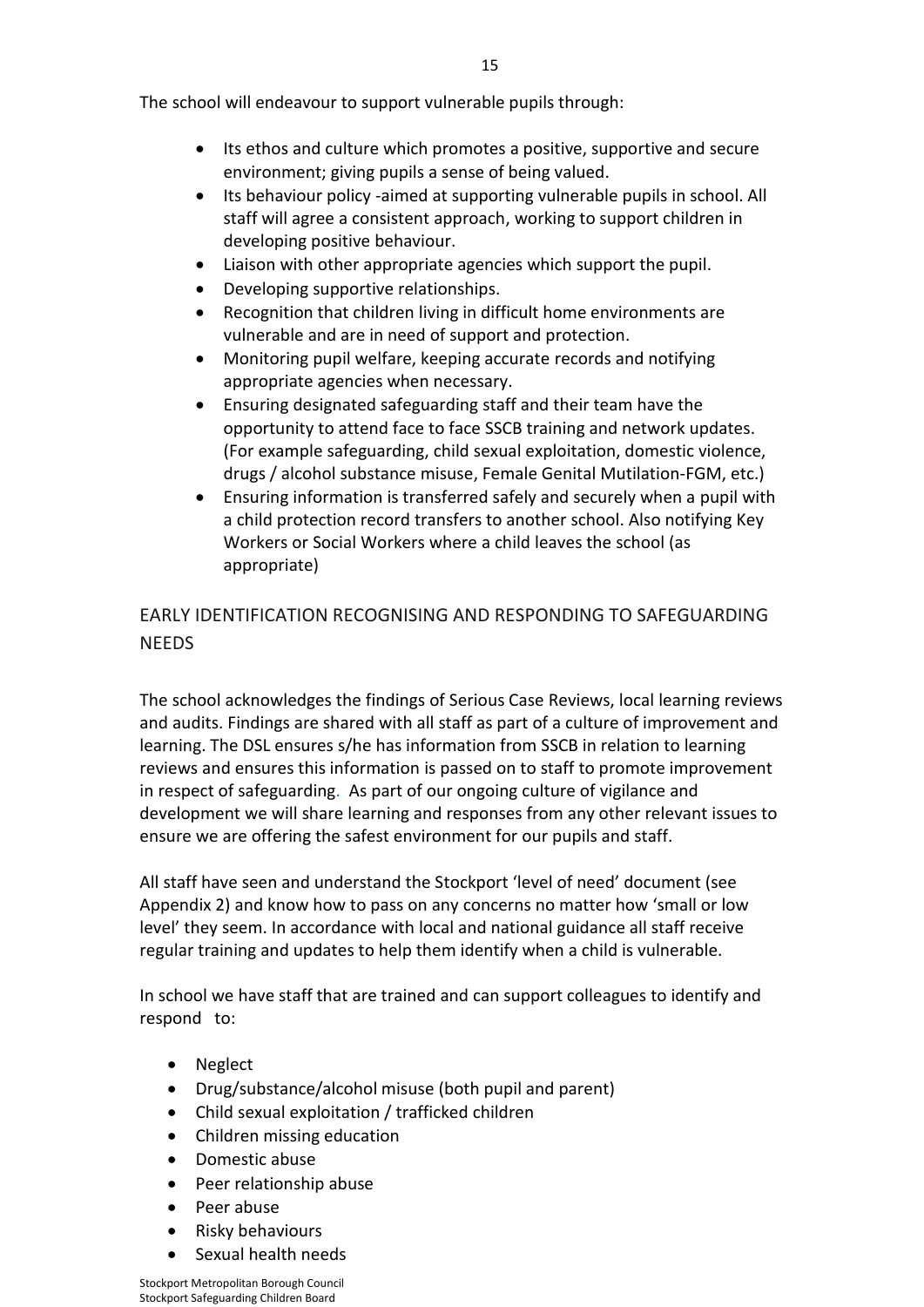The school will endeavour to support vulnerable pupils through:

- Its ethos and culture which promotes a positive, supportive and secure environment; giving pupils a sense of being valued.
- Its behaviour policy -aimed at supporting vulnerable pupils in school. All staff will agree a consistent approach, working to support children in developing positive behaviour.
- Liaison with other appropriate agencies which support the pupil.
- Developing supportive relationships.
- Recognition that children living in difficult home environments are vulnerable and are in need of support and protection.
- Monitoring pupil welfare, keeping accurate records and notifying appropriate agencies when necessary.
- Ensuring designated safeguarding staff and their team have the opportunity to attend face to face SSCB training and network updates. (For example safeguarding, child sexual exploitation, domestic violence, drugs / alcohol substance misuse, Female Genital Mutilation-FGM, etc.)
- Ensuring information is transferred safely and securely when a pupil with a child protection record transfers to another school. Also notifying Key Workers or Social Workers where a child leaves the school (as appropriate)

## EARLY IDENTIFICATION RECOGNISING AND RESPONDING TO SAFEGUARDING NEEDS

The school acknowledges the findings of Serious Case Reviews, local learning reviews and audits. Findings are shared with all staff as part of a culture of improvement and learning. The DSL ensures s/he has information from SSCB in relation to learning reviews and ensures this information is passed on to staff to promote improvement in respect of safeguarding. As part of our ongoing culture of vigilance and development we will share learning and responses from any other relevant issues to ensure we are offering the safest environment for our pupils and staff.

All staff have seen and understand the Stockport 'level of need' document (see Appendix 2) and know how to pass on any concerns no matter how 'small or low level' they seem. In accordance with local and national guidance all staff receive regular training and updates to help them identify when a child is vulnerable.

In school we have staff that are trained and can support colleagues to identify and respond to:

- Neglect
- Drug/substance/alcohol misuse (both pupil and parent)
- Child sexual exploitation / trafficked children
- Children missing education
- Domestic abuse
- Peer relationship abuse
- Peer abuse
- Risky behaviours
- Sexual health needs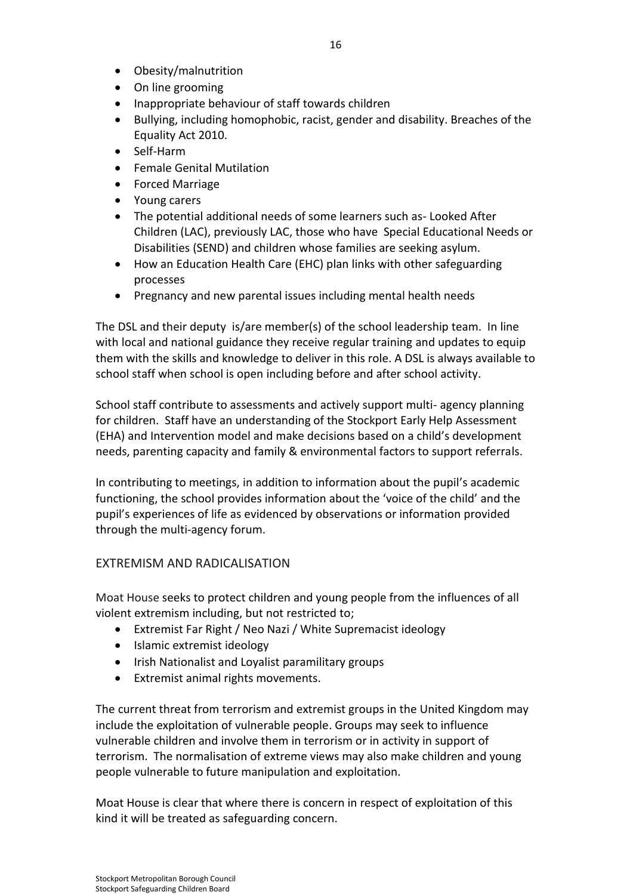- Obesity/malnutrition
- On line grooming
- Inappropriate behaviour of staff towards children
- Bullying, including homophobic, racist, gender and disability. Breaches of the Equality Act 2010.
- Self-Harm
- Female Genital Mutilation
- Forced Marriage
- Young carers
- The potential additional needs of some learners such as- Looked After Children (LAC), previously LAC, those who have Special Educational Needs or Disabilities (SEND) and children whose families are seeking asylum.
- How an Education Health Care (EHC) plan links with other safeguarding processes
- Pregnancy and new parental issues including mental health needs

The DSL and their deputy is/are member(s) of the school leadership team. In line with local and national guidance they receive regular training and updates to equip them with the skills and knowledge to deliver in this role. A DSL is always available to school staff when school is open including before and after school activity.

School staff contribute to assessments and actively support multi- agency planning for children. Staff have an understanding of the Stockport Early Help Assessment (EHA) and Intervention model and make decisions based on a child's development needs, parenting capacity and family & environmental factors to support referrals.

In contributing to meetings, in addition to information about the pupil's academic functioning, the school provides information about the 'voice of the child' and the pupil's experiences of life as evidenced by observations or information provided through the multi-agency forum.

## EXTREMISM AND RADICALISATION

Moat House seeks to protect children and young people from the influences of all violent extremism including, but not restricted to;

- Extremist Far Right / Neo Nazi / White Supremacist ideology
- Islamic extremist ideology
- Irish Nationalist and Loyalist paramilitary groups
- Extremist animal rights movements.

The current threat from terrorism and extremist groups in the United Kingdom may include the exploitation of vulnerable people. Groups may seek to influence vulnerable children and involve them in terrorism or in activity in support of terrorism. The normalisation of extreme views may also make children and young people vulnerable to future manipulation and exploitation.

Moat House is clear that where there is concern in respect of exploitation of this kind it will be treated as safeguarding concern.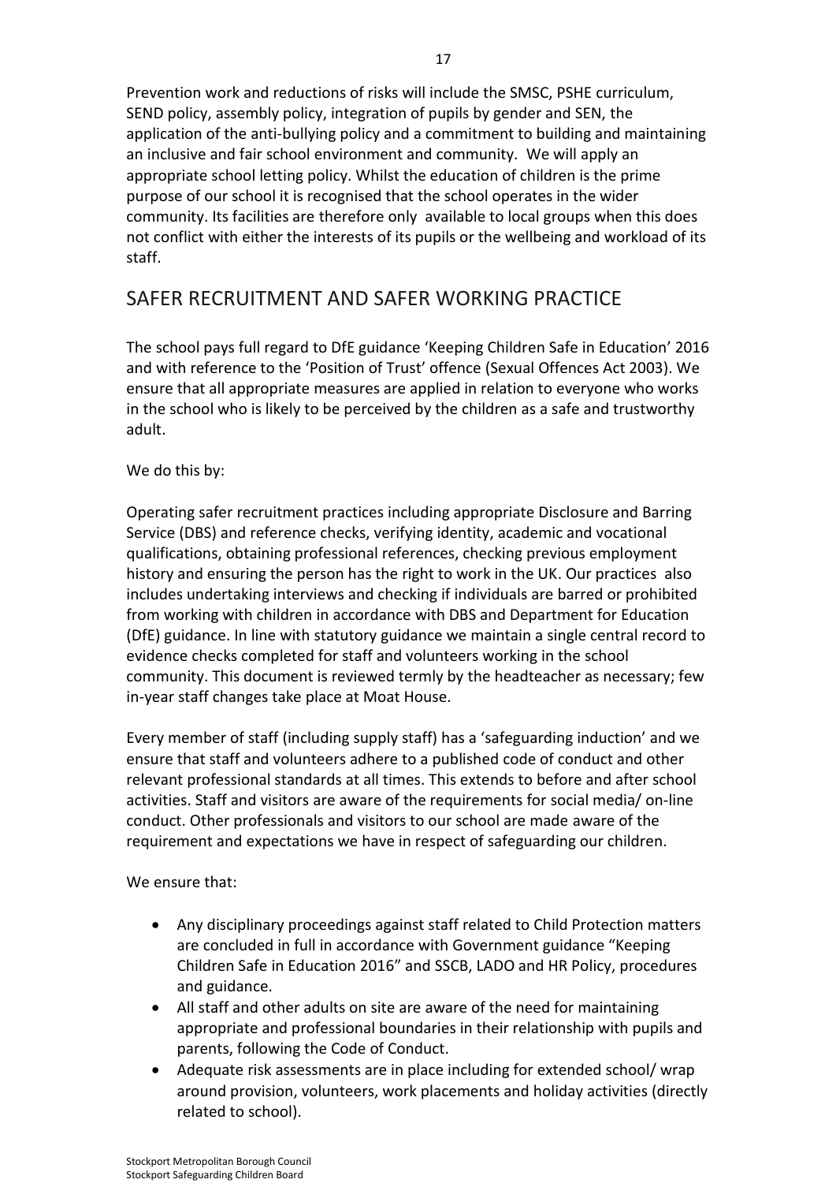Prevention work and reductions of risks will include the SMSC, PSHE curriculum, SEND policy, assembly policy, integration of pupils by gender and SEN, the application of the anti-bullying policy and a commitment to building and maintaining an inclusive and fair school environment and community. We will apply an appropriate school letting policy. Whilst the education of children is the prime purpose of our school it is recognised that the school operates in the wider community. Its facilities are therefore only available to local groups when this does not conflict with either the interests of its pupils or the wellbeing and workload of its staff.

## SAFER RECRUITMENT AND SAFER WORKING PRACTICE

The school pays full regard to DfE guidance 'Keeping Children Safe in Education' 2016 and with reference to the 'Position of Trust' offence (Sexual Offences Act 2003). We ensure that all appropriate measures are applied in relation to everyone who works in the school who is likely to be perceived by the children as a safe and trustworthy adult.

We do this by:

Operating safer recruitment practices including appropriate Disclosure and Barring Service (DBS) and reference checks, verifying identity, academic and vocational qualifications, obtaining professional references, checking previous employment history and ensuring the person has the right to work in the UK. Our practices also includes undertaking interviews and checking if individuals are barred or prohibited from working with children in accordance with DBS and Department for Education (DfE) guidance. In line with statutory guidance we maintain a single central record to evidence checks completed for staff and volunteers working in the school community. This document is reviewed termly by the headteacher as necessary; few in-year staff changes take place at Moat House.

Every member of staff (including supply staff) has a 'safeguarding induction' and we ensure that staff and volunteers adhere to a published code of conduct and other relevant professional standards at all times. This extends to before and after school activities. Staff and visitors are aware of the requirements for social media/ on-line conduct. Other professionals and visitors to our school are made aware of the requirement and expectations we have in respect of safeguarding our children.

We ensure that:

- Any disciplinary proceedings against staff related to Child Protection matters are concluded in full in accordance with Government guidance "Keeping Children Safe in Education 2016" and SSCB, LADO and HR Policy, procedures and guidance.
- All staff and other adults on site are aware of the need for maintaining appropriate and professional boundaries in their relationship with pupils and parents, following the Code of Conduct.
- Adequate risk assessments are in place including for extended school/ wrap around provision, volunteers, work placements and holiday activities (directly related to school).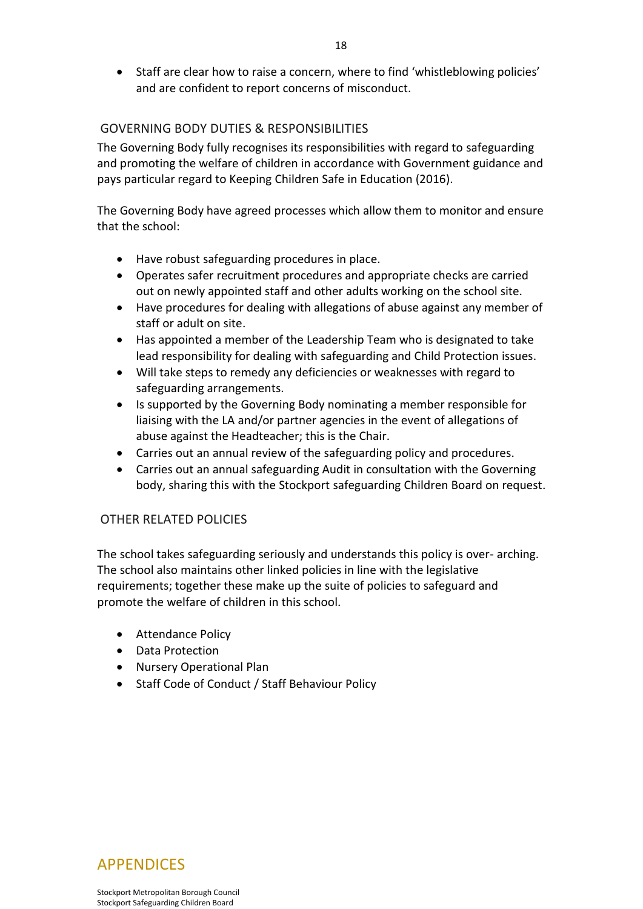- Staff are clear how to raise a concern, where to find 'whistleblowing policies' and are confident to report concerns of misconduct.

## GOVERNING BODY DUTIES & RESPONSIBILITIES

The Governing Body fully recognises its responsibilities with regard to safeguarding and promoting the welfare of children in accordance with Government guidance and pays particular regard to Keeping Children Safe in Education (2016).

The Governing Body have agreed processes which allow them to monitor and ensure that the school:

- Have robust safeguarding procedures in place.
- Operates safer recruitment procedures and appropriate checks are carried out on newly appointed staff and other adults working on the school site.
- Have procedures for dealing with allegations of abuse against any member of staff or adult on site.
- Has appointed a member of the Leadership Team who is designated to take lead responsibility for dealing with safeguarding and Child Protection issues.
- Will take steps to remedy any deficiencies or weaknesses with regard to safeguarding arrangements.
- Is supported by the Governing Body nominating a member responsible for liaising with the LA and/or partner agencies in the event of allegations of abuse against the Headteacher; this is the Chair.
- Carries out an annual review of the safeguarding policy and procedures.
- Carries out an annual safeguarding Audit in consultation with the Governing body, sharing this with the Stockport safeguarding Children Board on request.

## OTHER RELATED POLICIES

The school takes safeguarding seriously and understands this policy is over- arching. The school also maintains other linked policies in line with the legislative requirements; together these make up the suite of policies to safeguard and promote the welfare of children in this school.

- Attendance Policy
- Data Protection
- Nursery Operational Plan
- Staff Code of Conduct / Staff Behaviour Policy

# APPENDICES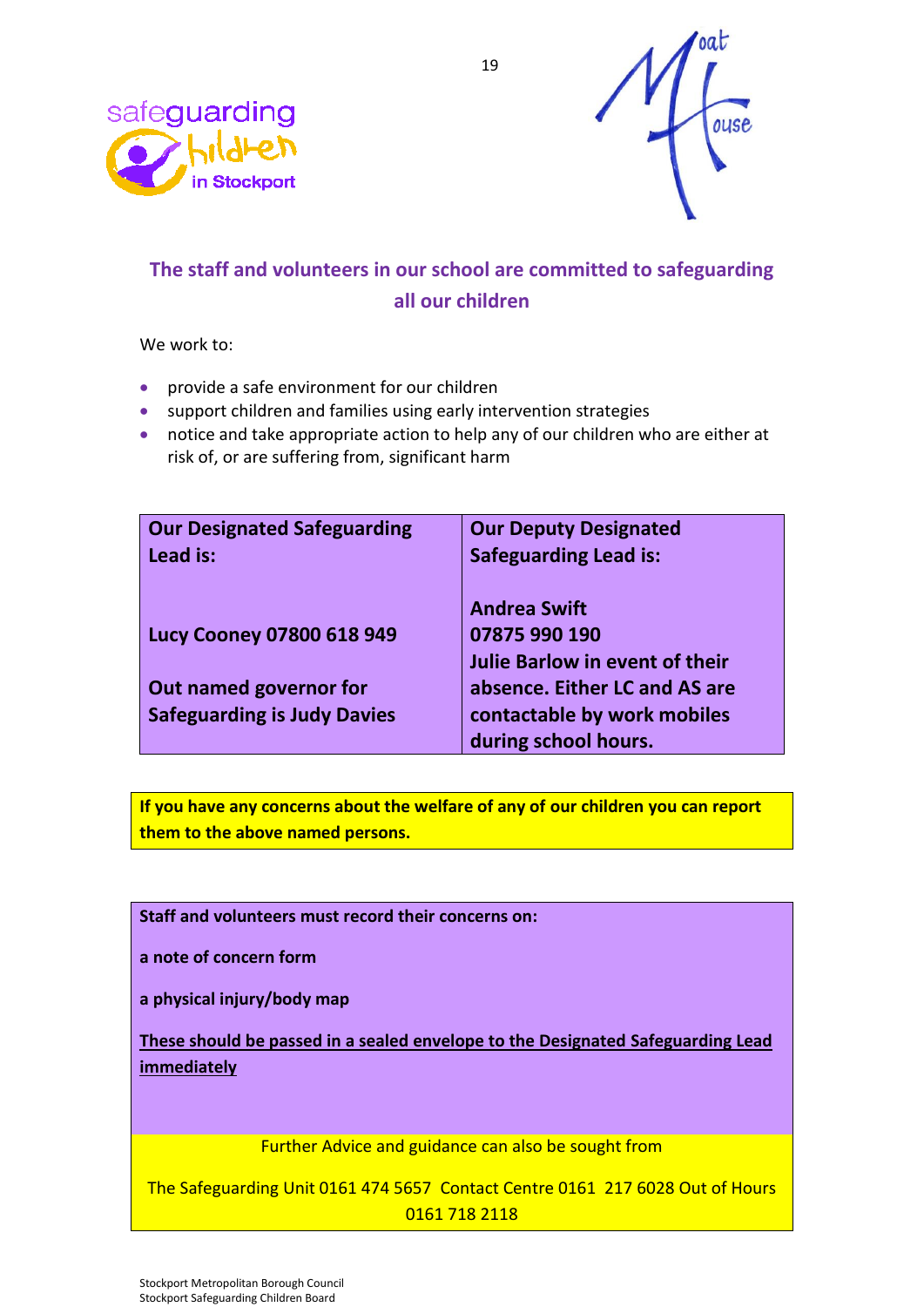## The staff and volunteers in our school are committed to safeguarding all our children

We work to:

- provide a safe environment for our children
- support children and families using early intervention strategies
- notice and take appropriate action to help any of our children who are either at risk of, or are suffering from, significant harm

| **Our Designated Safeguarding Lead is:** | **Our Deputy Designated Safeguarding Lead is:** |
|---|---|
| **Lucy Cooney 07800 618 949**<br><br>**Out named governor for Safeguarding is Judy Davies** | **Andrea Swift**<br>**07875 990 190**<br>**Julie Barlow in event of their absence. Either LC and AS are contactable by work mobiles during school hours.** |

**If you have any concerns about the welfare of any of our children you can report them to the above named persons.**

**Staff and volunteers must record their concerns on:**

**a note of concern form**

**a physical injury/body map**

**These should be passed in a sealed envelope to the Designated Safeguarding Lead immediately**

Further Advice and guidance can also be sought from

The Safeguarding Unit 0161 474 5657 Contact Centre 0161 217 6028 Out of Hours 0161 718 2118

Stockport Metropolitan Borough Council
Stockport Safeguarding Children Board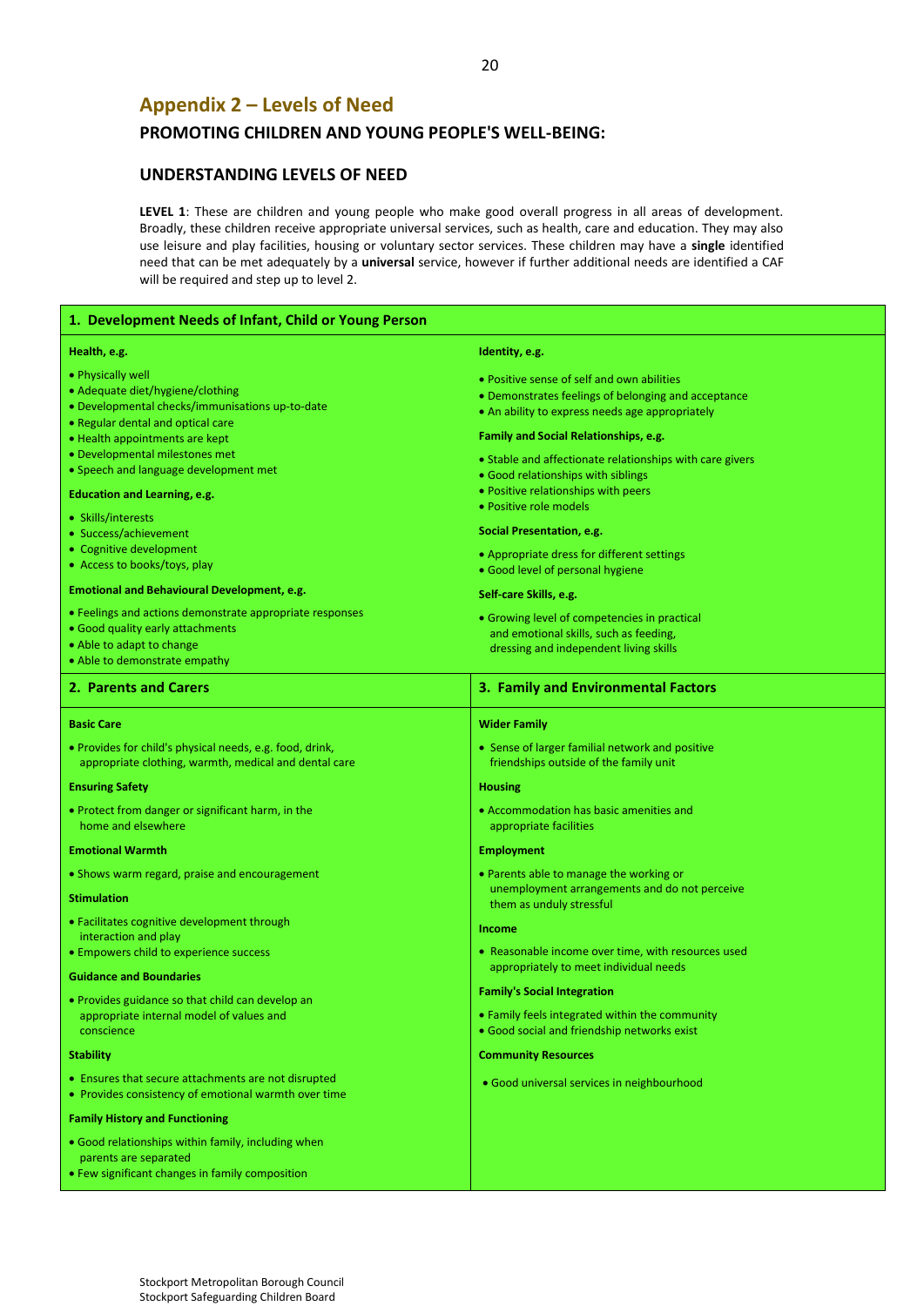## Appendix 2 – Levels of Need

### PROMOTING CHILDREN AND YOUNG PEOPLE'S WELL-BEING:

### UNDERSTANDING LEVELS OF NEED

**LEVEL 1**: These are children and young people who make good overall progress in all areas of development. Broadly, these children receive appropriate universal services, such as health, care and education. They may also use leisure and play facilities, housing or voluntary sector services. These children may have a **single** identified need that can be met adequately by a **universal** service, however if further additional needs are identified a CAF will be required and step up to level 2.

#### 1. Development Needs of Infant, Child or Young Person

**Health, e.g.**

- Physically well
- Adequate diet/hygiene/clothing
- Developmental checks/immunisations up-to-date
- Regular dental and optical care
- Health appointments are kept
- Developmental milestones met
- Speech and language development met

**Education and Learning, e.g.**

- Skills/interests
- Success/achievement
- Cognitive development
- Access to books/toys, play

**Emotional and Behavioural Development, e.g.**

- Feelings and actions demonstrate appropriate responses
- Good quality early attachments
- Able to adapt to change
- Able to demonstrate empathy

**Identity, e.g.**

- Positive sense of self and own abilities
- Demonstrates feelings of belonging and acceptance
- An ability to express needs age appropriately

**Family and Social Relationships, e.g.**

- Stable and affectionate relationships with care givers
- Good relationships with siblings
- Positive relationships with peers
- Positive role models

**Social Presentation, e.g.**

- Appropriate dress for different settings
- Good level of personal hygiene

**Self-care Skills, e.g.**

- Growing level of competencies in practical and emotional skills, such as feeding, dressing and independent living skills

#### 2. Parents and Carers

**Basic Care**

- Provides for child's physical needs, e.g. food, drink, appropriate clothing, warmth, medical and dental care

**Ensuring Safety**

- Protect from danger or significant harm, in the home and elsewhere

**Emotional Warmth**

- Shows warm regard, praise and encouragement

**Stimulation**

- Facilitates cognitive development through interaction and play
- Empowers child to experience success

**Guidance and Boundaries**

- Provides guidance so that child can develop an appropriate internal model of values and conscience

**Stability**

- Ensures that secure attachments are not disrupted
- Provides consistency of emotional warmth over time

**Family History and Functioning**

- Good relationships within family, including when parents are separated
- Few significant changes in family composition

#### 3. Family and Environmental Factors

**Wider Family**

- Sense of larger familial network and positive friendships outside of the family unit

**Housing**

- Accommodation has basic amenities and appropriate facilities

**Employment**

- Parents able to manage the working or unemployment arrangements and do not perceive them as unduly stressful

**Income**

- Reasonable income over time, with resources used appropriately to meet individual needs

**Family's Social Integration**

- Family feels integrated within the community
- Good social and friendship networks exist

**Community Resources**

- Good universal services in neighbourhood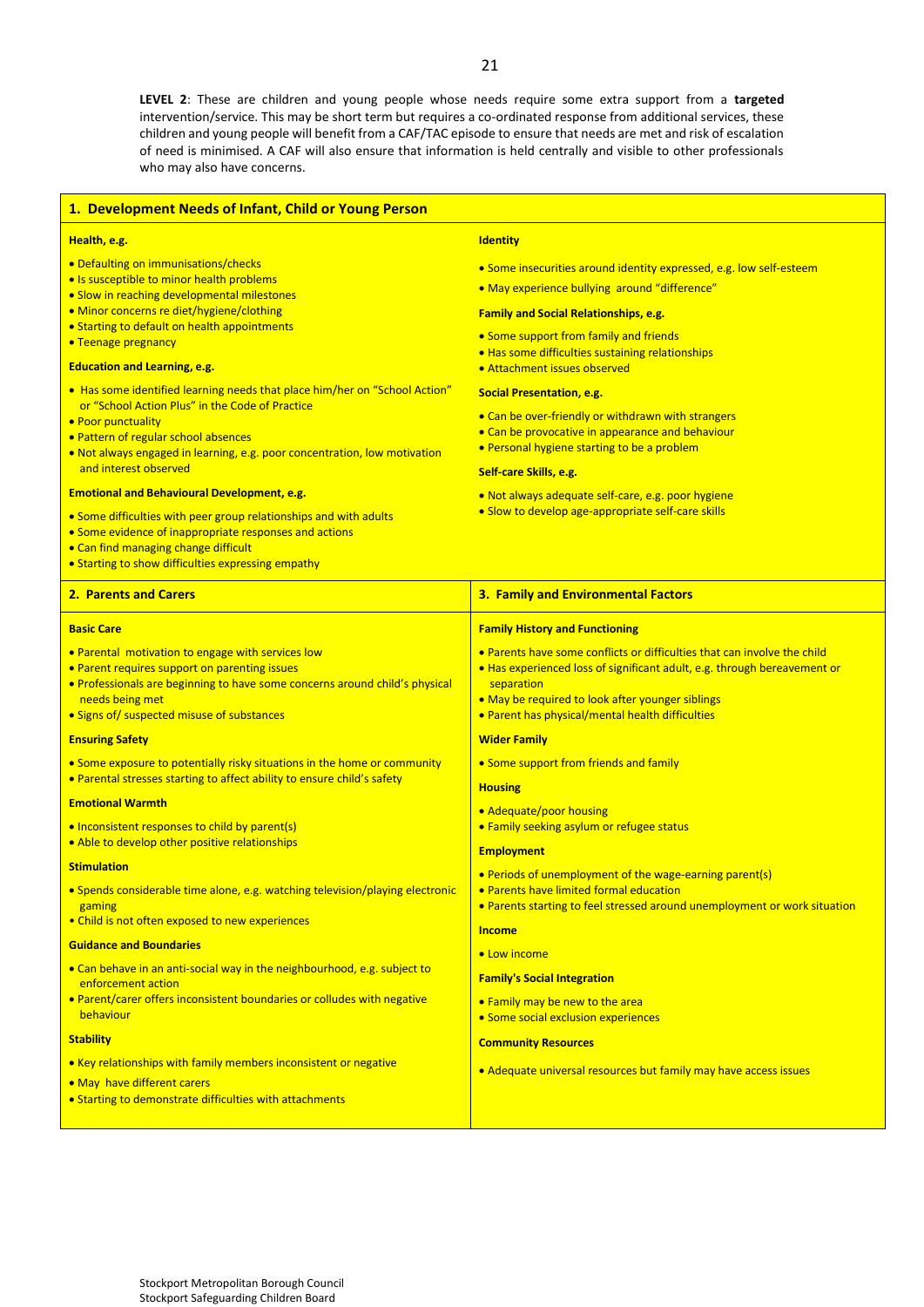**LEVEL 2**: These are children and young people whose needs require some extra support from a **targeted** intervention/service. This may be short term but requires a co-ordinated response from additional services, these children and young people will benefit from a CAF/TAC episode to ensure that needs are met and risk of escalation of need is minimised. A CAF will also ensure that information is held centrally and visible to other professionals who may also have concerns.

## 1. Development Needs of Infant, Child or Young Person

**Health, e.g.**

- Defaulting on immunisations/checks
- Is susceptible to minor health problems
- Slow in reaching developmental milestones
- Minor concerns re diet/hygiene/clothing
- Starting to default on health appointments
- Teenage pregnancy

**Education and Learning, e.g.**

- Has some identified learning needs that place him/her on "School Action" or "School Action Plus" in the Code of Practice
- Poor punctuality
- Pattern of regular school absences
- Not always engaged in learning, e.g. poor concentration, low motivation and interest observed

**Emotional and Behavioural Development, e.g.**

- Some difficulties with peer group relationships and with adults
- Some evidence of inappropriate responses and actions
- Can find managing change difficult
- Starting to show difficulties expressing empathy

**Identity**

- Some insecurities around identity expressed, e.g. low self-esteem
- May experience bullying around "difference"

**Family and Social Relationships, e.g.**

- Some support from family and friends
- Has some difficulties sustaining relationships
- Attachment issues observed

**Social Presentation, e.g.**

- Can be over-friendly or withdrawn with strangers
- Can be provocative in appearance and behaviour
- Personal hygiene starting to be a problem

**Self-care Skills, e.g.**

- Not always adequate self-care, e.g. poor hygiene
- Slow to develop age-appropriate self-care skills

## 2. Parents and Carers

**Basic Care**

- Parental motivation to engage with services low
- Parent requires support on parenting issues
- Professionals are beginning to have some concerns around child's physical needs being met
- Signs of/ suspected misuse of substances

**Ensuring Safety**

- Some exposure to potentially risky situations in the home or community
- Parental stresses starting to affect ability to ensure child's safety

**Emotional Warmth**

- Inconsistent responses to child by parent(s)
- Able to develop other positive relationships

**Stimulation**

- Spends considerable time alone, e.g. watching television/playing electronic gaming
- Child is not often exposed to new experiences

**Guidance and Boundaries**

- Can behave in an anti-social way in the neighbourhood, e.g. subject to enforcement action
- Parent/carer offers inconsistent boundaries or colludes with negative behaviour

**Stability**

- Key relationships with family members inconsistent or negative
- May have different carers
- Starting to demonstrate difficulties with attachments

## 3. Family and Environmental Factors

**Family History and Functioning**

- Parents have some conflicts or difficulties that can involve the child
- Has experienced loss of significant adult, e.g. through bereavement or separation
- May be required to look after younger siblings
- Parent has physical/mental health difficulties

**Wider Family**

- Some support from friends and family

**Housing**

- Adequate/poor housing
- Family seeking asylum or refugee status

**Employment**

- Periods of unemployment of the wage-earning parent(s)
- Parents have limited formal education
- Parents starting to feel stressed around unemployment or work situation

**Income**

- Low income

**Family's Social Integration**

- Family may be new to the area
- Some social exclusion experiences

**Community Resources**

- Adequate universal resources but family may have access issues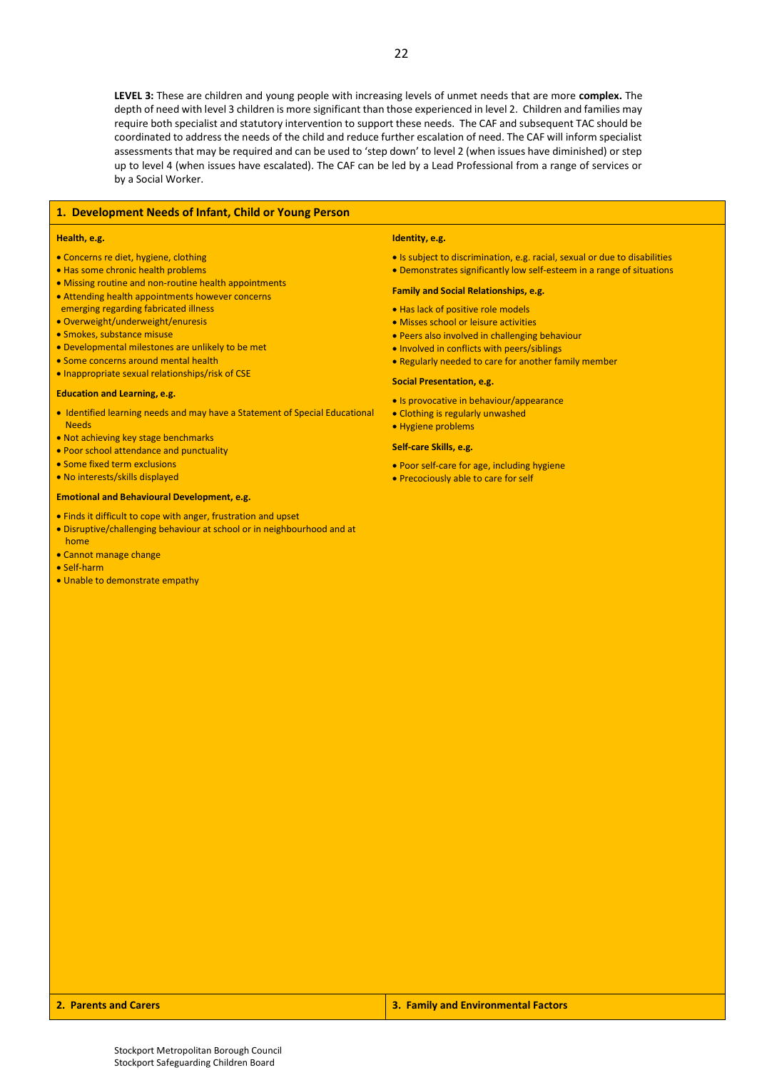**LEVEL 3:** These are children and young people with increasing levels of unmet needs that are more **complex.** The depth of need with level 3 children is more significant than those experienced in level 2. Children and families may require both specialist and statutory intervention to support these needs. The CAF and subsequent TAC should be coordinated to address the needs of the child and reduce further escalation of need. The CAF will inform specialist assessments that may be required and can be used to 'step down' to level 2 (when issues have diminished) or step up to level 4 (when issues have escalated). The CAF can be led by a Lead Professional from a range of services or by a Social Worker.

## 1. Development Needs of Infant, Child or Young Person

**Health, e.g.**

- Concerns re diet, hygiene, clothing
- Has some chronic health problems
- Missing routine and non-routine health appointments
- Attending health appointments however concerns emerging regarding fabricated illness
- Overweight/underweight/enuresis
- Smokes, substance misuse
- Developmental milestones are unlikely to be met
- Some concerns around mental health
- Inappropriate sexual relationships/risk of CSE

**Education and Learning, e.g.**

- Identified learning needs and may have a Statement of Special Educational Needs
- Not achieving key stage benchmarks
- Poor school attendance and punctuality
- Some fixed term exclusions
- No interests/skills displayed

**Emotional and Behavioural Development, e.g.**

- Finds it difficult to cope with anger, frustration and upset
- Disruptive/challenging behaviour at school or in neighbourhood and at home
- Cannot manage change
- Self-harm
- Unable to demonstrate empathy

**Identity, e.g.**

- Is subject to discrimination, e.g. racial, sexual or due to disabilities
- Demonstrates significantly low self-esteem in a range of situations

**Family and Social Relationships, e.g.**

- Has lack of positive role models
- Misses school or leisure activities
- Peers also involved in challenging behaviour
- Involved in conflicts with peers/siblings
- Regularly needed to care for another family member

**Social Presentation, e.g.**

- Is provocative in behaviour/appearance
- Clothing is regularly unwashed
- Hygiene problems

**Self-care Skills, e.g.**

- Poor self-care for age, including hygiene
- Precociously able to care for self

## 2. Parents and Carers

## 3. Family and Environmental Factors

Stockport Metropolitan Borough Council
Stockport Safeguarding Children Board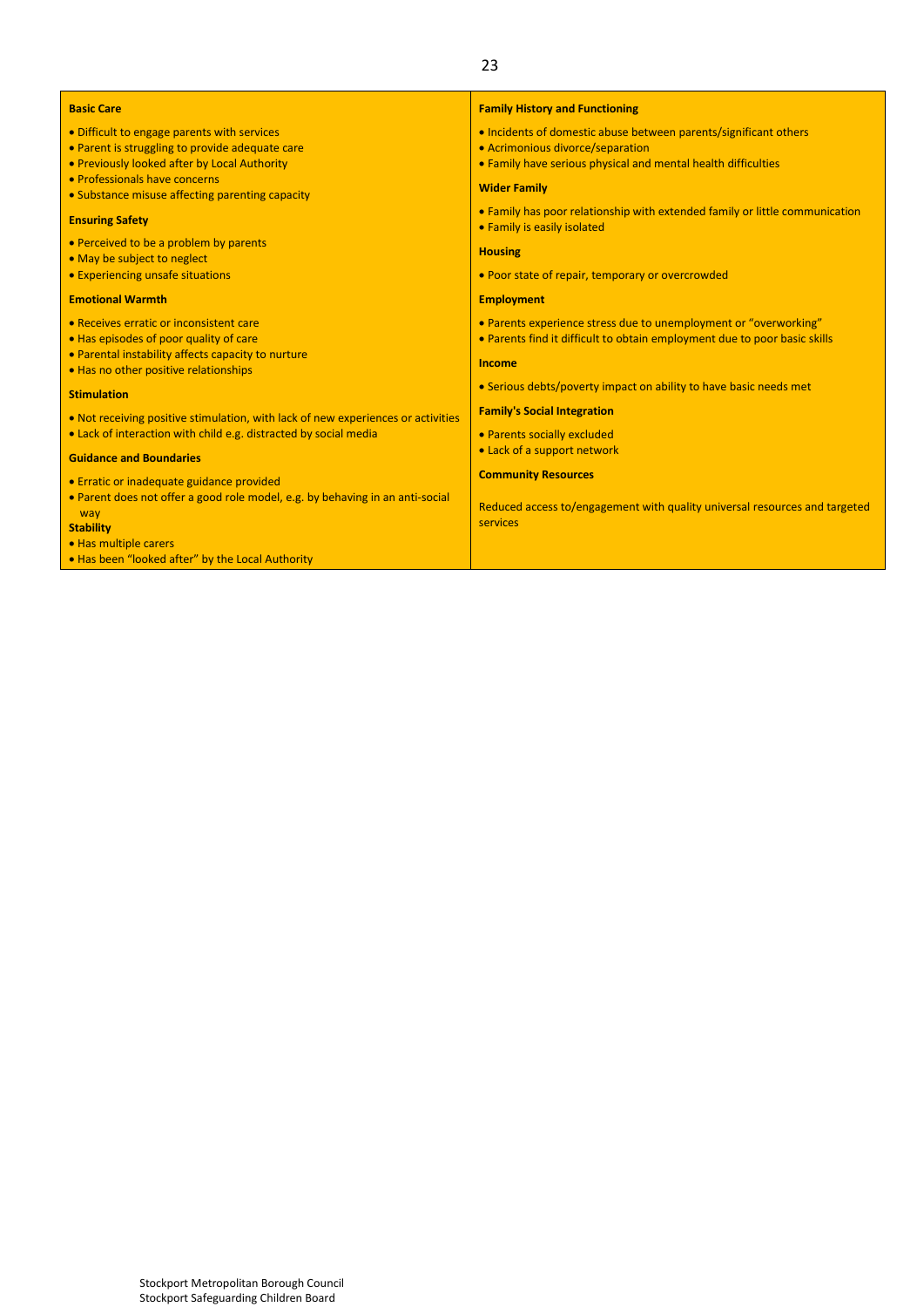**Basic Care**

- Difficult to engage parents with services
- Parent is struggling to provide adequate care
- Previously looked after by Local Authority
- Professionals have concerns
- Substance misuse affecting parenting capacity

**Ensuring Safety**

- Perceived to be a problem by parents
- May be subject to neglect
- Experiencing unsafe situations

**Emotional Warmth**

- Receives erratic or inconsistent care
- Has episodes of poor quality of care
- Parental instability affects capacity to nurture
- Has no other positive relationships

**Stimulation**

- Not receiving positive stimulation, with lack of new experiences or activities
- Lack of interaction with child e.g. distracted by social media

**Guidance and Boundaries**

- Erratic or inadequate guidance provided
- Parent does not offer a good role model, e.g. by behaving in an anti-social way

**Stability**

- Has multiple carers
- Has been "looked after" by the Local Authority

**Family History and Functioning**

- Incidents of domestic abuse between parents/significant others
- Acrimonious divorce/separation
- Family have serious physical and mental health difficulties

**Wider Family**

- Family has poor relationship with extended family or little communication
- Family is easily isolated

**Housing**

- Poor state of repair, temporary or overcrowded

**Employment**

- Parents experience stress due to unemployment or "overworking"
- Parents find it difficult to obtain employment due to poor basic skills

**Income**

- Serious debts/poverty impact on ability to have basic needs met

**Family's Social Integration**

- Parents socially excluded
- Lack of a support network

**Community Resources**

Reduced access to/engagement with quality universal resources and targeted services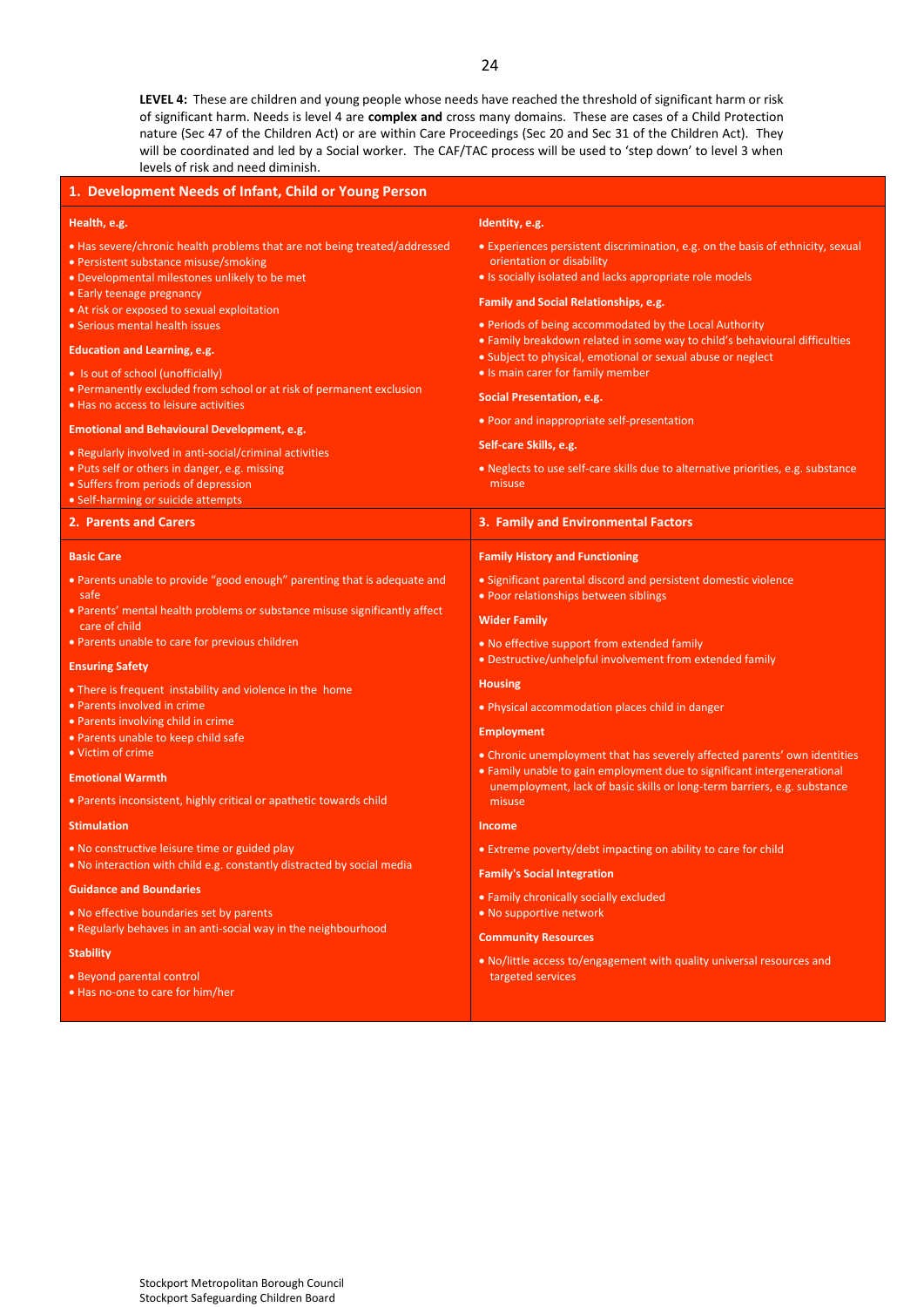**LEVEL 4:** These are children and young people whose needs have reached the threshold of significant harm or risk of significant harm. Needs is level 4 are **complex and** cross many domains. These are cases of a Child Protection nature (Sec 47 of the Children Act) or are within Care Proceedings (Sec 20 and Sec 31 of the Children Act). They will be coordinated and led by a Social worker. The CAF/TAC process will be used to 'step down' to level 3 when levels of risk and need diminish.

## 1. Development Needs of Infant, Child or Young Person

**Health, e.g.**

- Has severe/chronic health problems that are not being treated/addressed
- Persistent substance misuse/smoking
- Developmental milestones unlikely to be met
- Early teenage pregnancy
- At risk or exposed to sexual exploitation
- Serious mental health issues

**Education and Learning, e.g.**

- Is out of school (unofficially)
- Permanently excluded from school or at risk of permanent exclusion
- Has no access to leisure activities

**Emotional and Behavioural Development, e.g.**

- Regularly involved in anti-social/criminal activities
- Puts self or others in danger, e.g. missing
- Suffers from periods of depression
- Self-harming or suicide attempts

**Identity, e.g.**

- Experiences persistent discrimination, e.g. on the basis of ethnicity, sexual orientation or disability
- Is socially isolated and lacks appropriate role models

**Family and Social Relationships, e.g.**

- Periods of being accommodated by the Local Authority
- Family breakdown related in some way to child's behavioural difficulties
- Subject to physical, emotional or sexual abuse or neglect
- Is main carer for family member

**Social Presentation, e.g.**

- Poor and inappropriate self-presentation

**Self-care Skills, e.g.**

- Neglects to use self-care skills due to alternative priorities, e.g. substance misuse

## 2. Parents and Carers

**Basic Care**

- Parents unable to provide "good enough" parenting that is adequate and safe
- Parents' mental health problems or substance misuse significantly affect care of child
- Parents unable to care for previous children

**Ensuring Safety**

- There is frequent instability and violence in the home
- Parents involved in crime
- Parents involving child in crime
- Parents unable to keep child safe
- Victim of crime

**Emotional Warmth**

- Parents inconsistent, highly critical or apathetic towards child

**Stimulation**

- No constructive leisure time or guided play
- No interaction with child e.g. constantly distracted by social media

**Guidance and Boundaries**

- No effective boundaries set by parents
- Regularly behaves in an anti-social way in the neighbourhood

**Stability**

- Beyond parental control
- Has no-one to care for him/her

## 3. Family and Environmental Factors

**Family History and Functioning**

- Significant parental discord and persistent domestic violence
- Poor relationships between siblings

**Wider Family**

- No effective support from extended family
- Destructive/unhelpful involvement from extended family

**Housing**

- Physical accommodation places child in danger

**Employment**

- Chronic unemployment that has severely affected parents' own identities
- Family unable to gain employment due to significant intergenerational unemployment, lack of basic skills or long-term barriers, e.g. substance misuse

**Income**

- Extreme poverty/debt impacting on ability to care for child

**Family's Social Integration**

- Family chronically socially excluded
- No supportive network

**Community Resources**

- No/little access to/engagement with quality universal resources and targeted services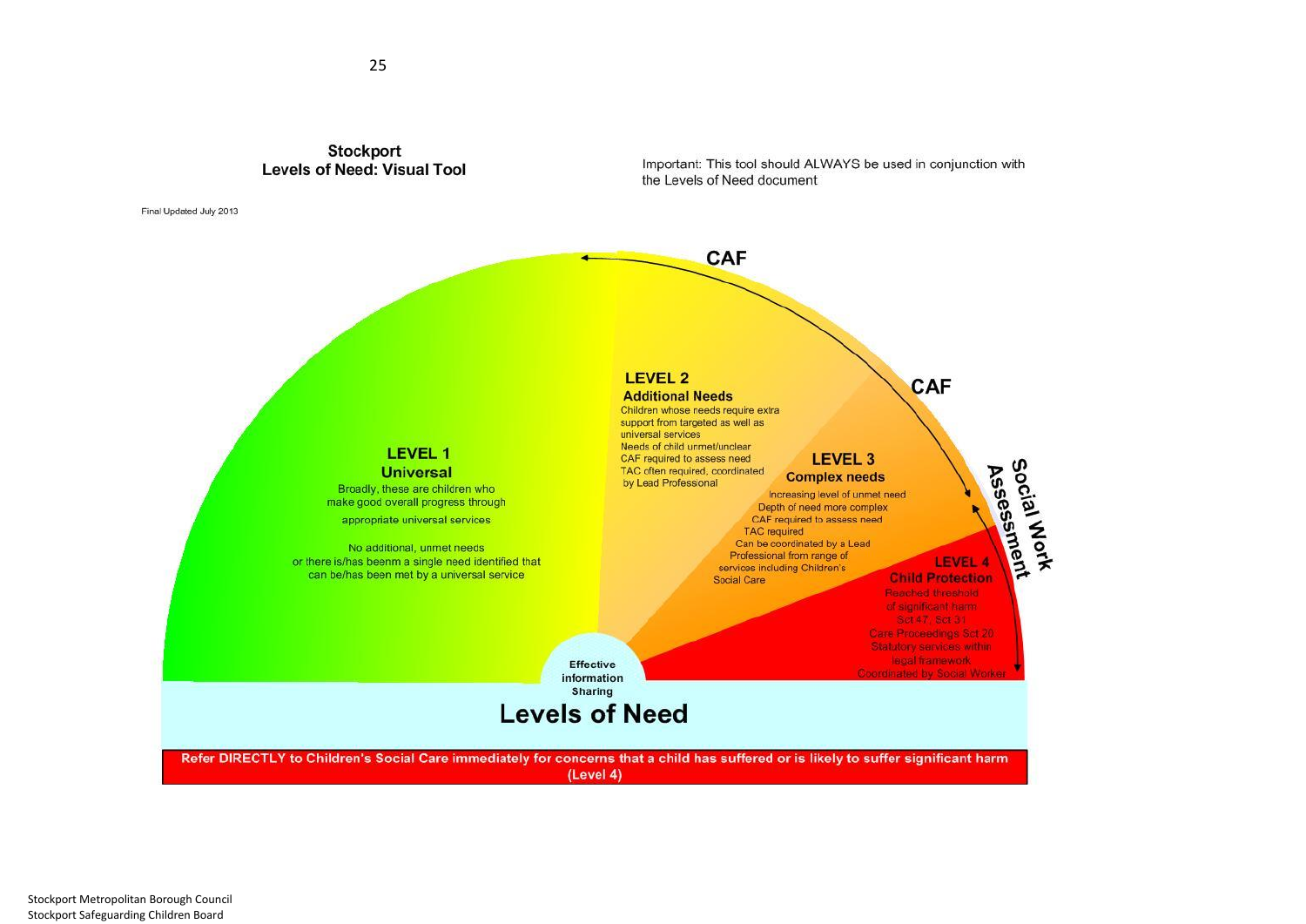## Stockport
## Levels of Need: Visual Tool

Important: This tool should ALWAYS be used in conjunction with the Levels of Need document

Final Updated July 2013

CAF

CAF

Social Work Assessment

### LEVEL 1
### Universal

Broadly, these are children who make good overall progress through appropriate universal services

No additional, unmet needs or there is/has beenm a single need identified that can be/has been met by a universal service

### LEVEL 2
### Additional Needs

Children whose needs require extra support from targeted as well as universal services
Needs of child unmet/unclear
CAF required to assess need
TAC often required, coordinated by Lead Professional

### LEVEL 3
### Complex needs

Increasing level of unmet need
Depth of need more complex
CAF required to assess need
TAC required
Can be coordinated by a Lead Professional from range of services including Children's Social Care

### LEVEL 4
### Child Protection

Reached threshold of significant harm
Sct 47, Sct 31
Care Proceedings Sct 20
Statutory services within legal framework
Coordinated by Social Worker

Effective information Sharing

## Levels of Need

**Refer DIRECTLY to Children's Social Care immediately for concerns that a child has suffered or is likely to suffer significant harm (Level 4)**

Stockport Metropolitan Borough Council
Stockport Safeguarding Children Board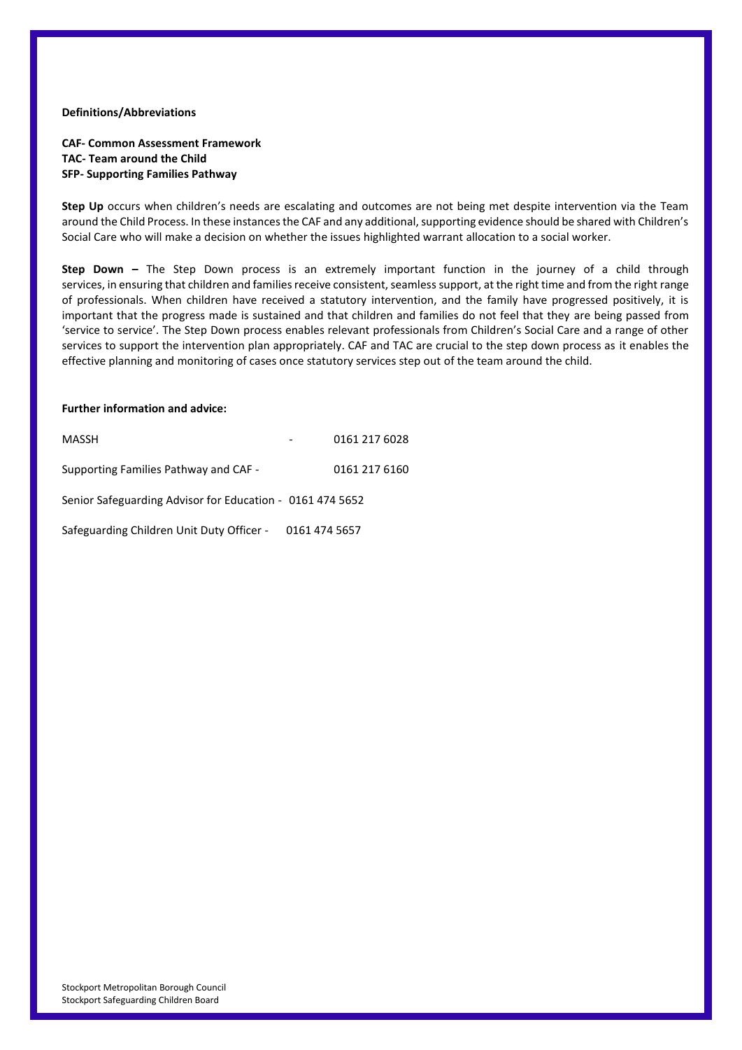**Definitions/Abbreviations**

**CAF- Common Assessment Framework**
**TAC- Team around the Child**
**SFP- Supporting Families Pathway**

**Step Up** occurs when children's needs are escalating and outcomes are not being met despite intervention via the Team around the Child Process. In these instances the CAF and any additional, supporting evidence should be shared with Children's Social Care who will make a decision on whether the issues highlighted warrant allocation to a social worker.

**Step Down –** The Step Down process is an extremely important function in the journey of a child through services, in ensuring that children and families receive consistent, seamless support, at the right time and from the right range of professionals. When children have received a statutory intervention, and the family have progressed positively, it is important that the progress made is sustained and that children and families do not feel that they are being passed from 'service to service'. The Step Down process enables relevant professionals from Children's Social Care and a range of other services to support the intervention plan appropriately. CAF and TAC are crucial to the step down process as it enables the effective planning and monitoring of cases once statutory services step out of the team around the child.

**Further information and advice:**

MASSH - 0161 217 6028

Supporting Families Pathway and CAF - 0161 217 6160

Senior Safeguarding Advisor for Education - 0161 474 5652

Safeguarding Children Unit Duty Officer - 0161 474 5657

Stockport Metropolitan Borough Council
Stockport Safeguarding Children Board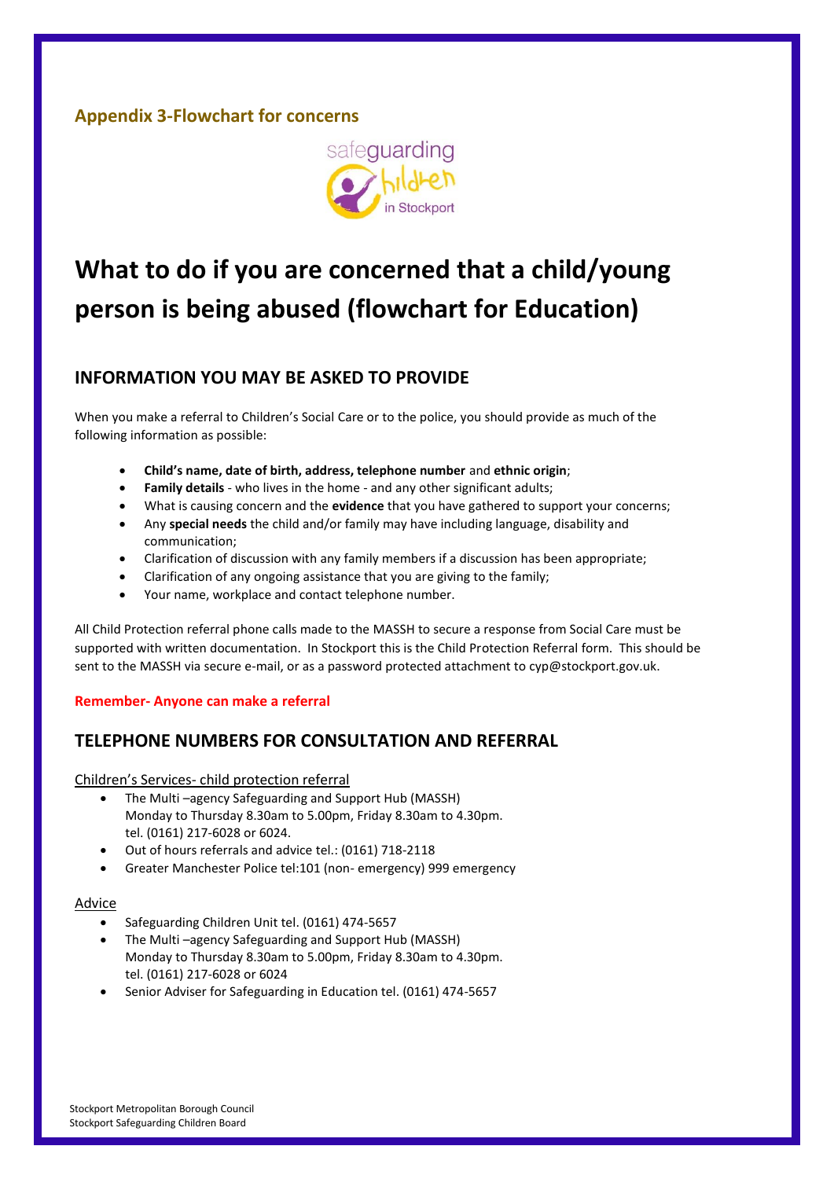## Appendix 3-Flowchart for concerns

# What to do if you are concerned that a child/young person is being abused (flowchart for Education)

## INFORMATION YOU MAY BE ASKED TO PROVIDE

When you make a referral to Children's Social Care or to the police, you should provide as much of the following information as possible:

- **Child's name, date of birth, address, telephone number** and **ethnic origin**;
- **Family details** - who lives in the home - and any other significant adults;
- What is causing concern and the **evidence** that you have gathered to support your concerns;
- Any **special needs** the child and/or family may have including language, disability and communication;
- Clarification of discussion with any family members if a discussion has been appropriate;
- Clarification of any ongoing assistance that you are giving to the family;
- Your name, workplace and contact telephone number.

All Child Protection referral phone calls made to the MASSH to secure a response from Social Care must be supported with written documentation. In Stockport this is the Child Protection Referral form. This should be sent to the MASSH via secure e-mail, or as a password protected attachment to cyp@stockport.gov.uk.

**Remember- Anyone can make a referral**

## TELEPHONE NUMBERS FOR CONSULTATION AND REFERRAL

Children's Services- child protection referral

- The Multi –agency Safeguarding and Support Hub (MASSH)
  Monday to Thursday 8.30am to 5.00pm, Friday 8.30am to 4.30pm.
  tel. (0161) 217-6028 or 6024.
- Out of hours referrals and advice tel.: (0161) 718-2118
- Greater Manchester Police tel:101 (non- emergency) 999 emergency

Advice

- Safeguarding Children Unit tel. (0161) 474-5657
- The Multi –agency Safeguarding and Support Hub (MASSH)
  Monday to Thursday 8.30am to 5.00pm, Friday 8.30am to 4.30pm.
  tel. (0161) 217-6028 or 6024
- Senior Adviser for Safeguarding in Education tel. (0161) 474-5657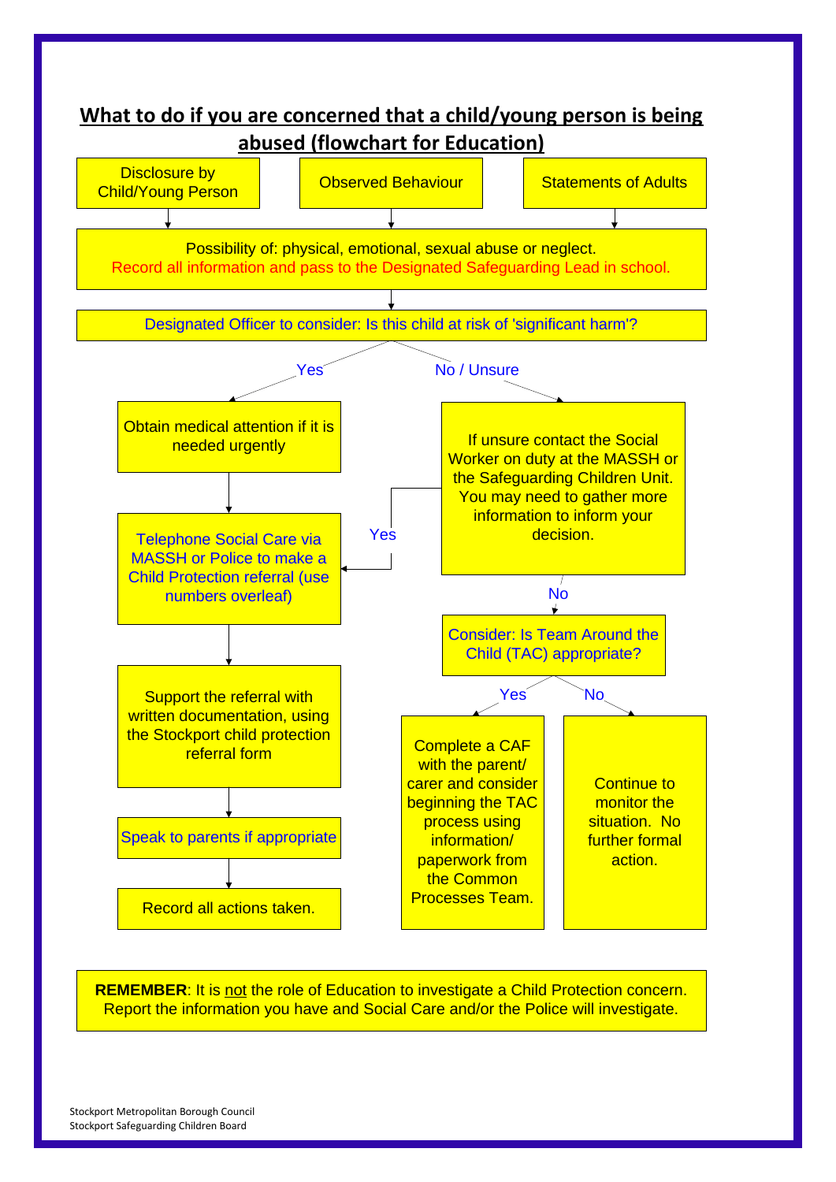## What to do if you are concerned that a child/young person is being abused (flowchart for Education)

Disclosure by Child/Young Person

Observed Behaviour

Statements of Adults

Possibility of: physical, emotional, sexual abuse or neglect.
Record all information and pass to the Designated Safeguarding Lead in school.

Designated Officer to consider: Is this child at risk of 'significant harm'?

**Yes**

Obtain medical attention if it is needed urgently

Telephone Social Care via MASSH or Police to make a Child Protection referral (use numbers overleaf)

Support the referral with written documentation, using the Stockport child protection referral form

Speak to parents if appropriate

Record all actions taken.

**No / Unsure**

If unsure contact the Social Worker on duty at the MASSH or the Safeguarding Children Unit. You may need to gather more information to inform your decision.

- Yes → Telephone Social Care via MASSH or Police to make a Child Protection referral
- No → Consider: Is Team Around the Child (TAC) appropriate?
  - Yes → Complete a CAF with the parent/ carer and consider beginning the TAC process using information/ paperwork from the Common Processes Team.
  - No → Continue to monitor the situation. No further formal action.

**REMEMBER**: It is not the role of Education to investigate a Child Protection concern. Report the information you have and Social Care and/or the Police will investigate.

Stockport Metropolitan Borough Council
Stockport Safeguarding Children Board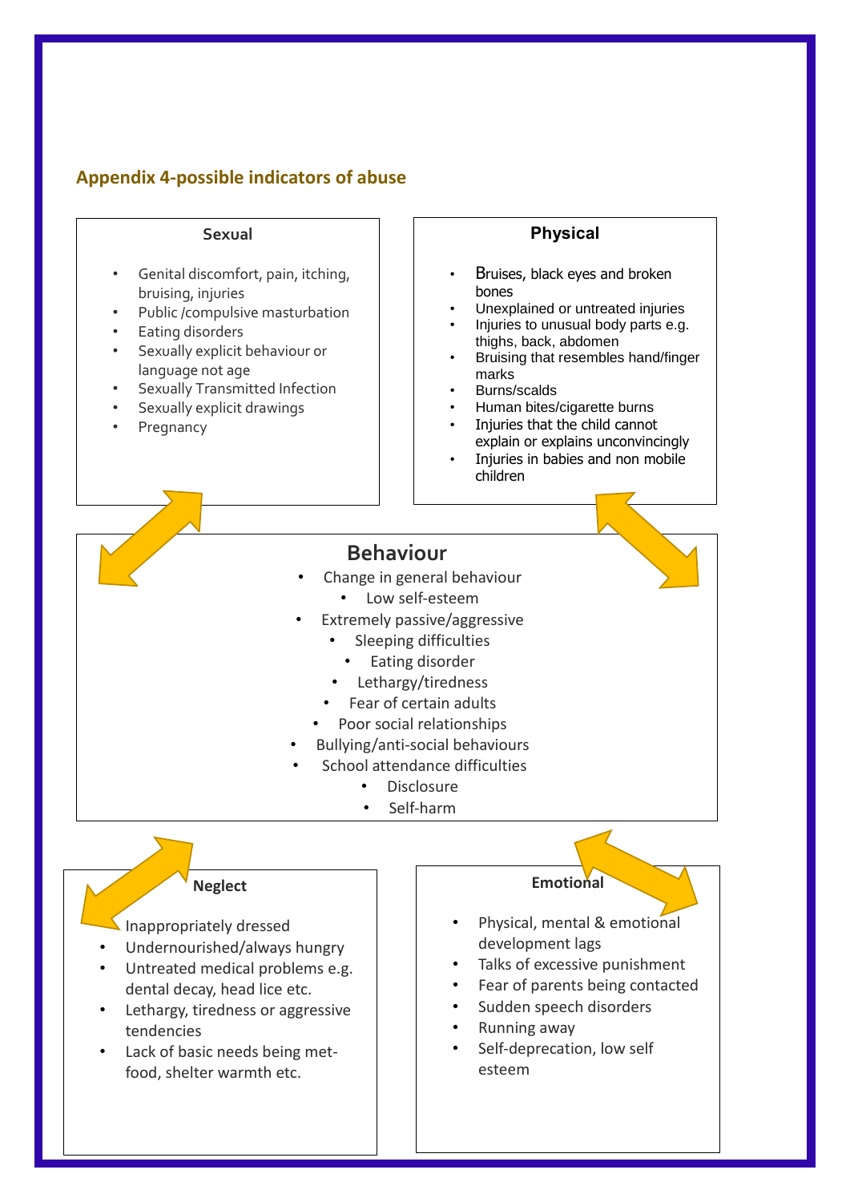## Appendix 4-possible indicators of abuse

### Sexual

- Genital discomfort, pain, itching, bruising, injuries
- Public /compulsive masturbation
- Eating disorders
- Sexually explicit behaviour or language not age
- Sexually Transmitted Infection
- Sexually explicit drawings
- Pregnancy

### Physical

- Bruises, black eyes and broken bones
- Unexplained or untreated injuries
- Injuries to unusual body parts e.g. thighs, back, abdomen
- Bruising that resembles hand/finger marks
- Burns/scalds
- Human bites/cigarette burns
- Injuries that the child cannot explain or explains unconvincingly
- Injuries in babies and non mobile children

### Behaviour

- Change in general behaviour
- Low self-esteem
- Extremely passive/aggressive
- Sleeping difficulties
- Eating disorder
- Lethargy/tiredness
- Fear of certain adults
- Poor social relationships
- Bullying/anti-social behaviours
- School attendance difficulties
- Disclosure
- Self-harm

### Neglect

- Inappropriately dressed
- Undernourished/always hungry
- Untreated medical problems e.g. dental decay, head lice etc.
- Lethargy, tiredness or aggressive tendencies
- Lack of basic needs being met- food, shelter warmth etc.

### Emotional

- Physical, mental & emotional development lags
- Talks of excessive punishment
- Fear of parents being contacted
- Sudden speech disorders
- Running away
- Self-deprecation, low self esteem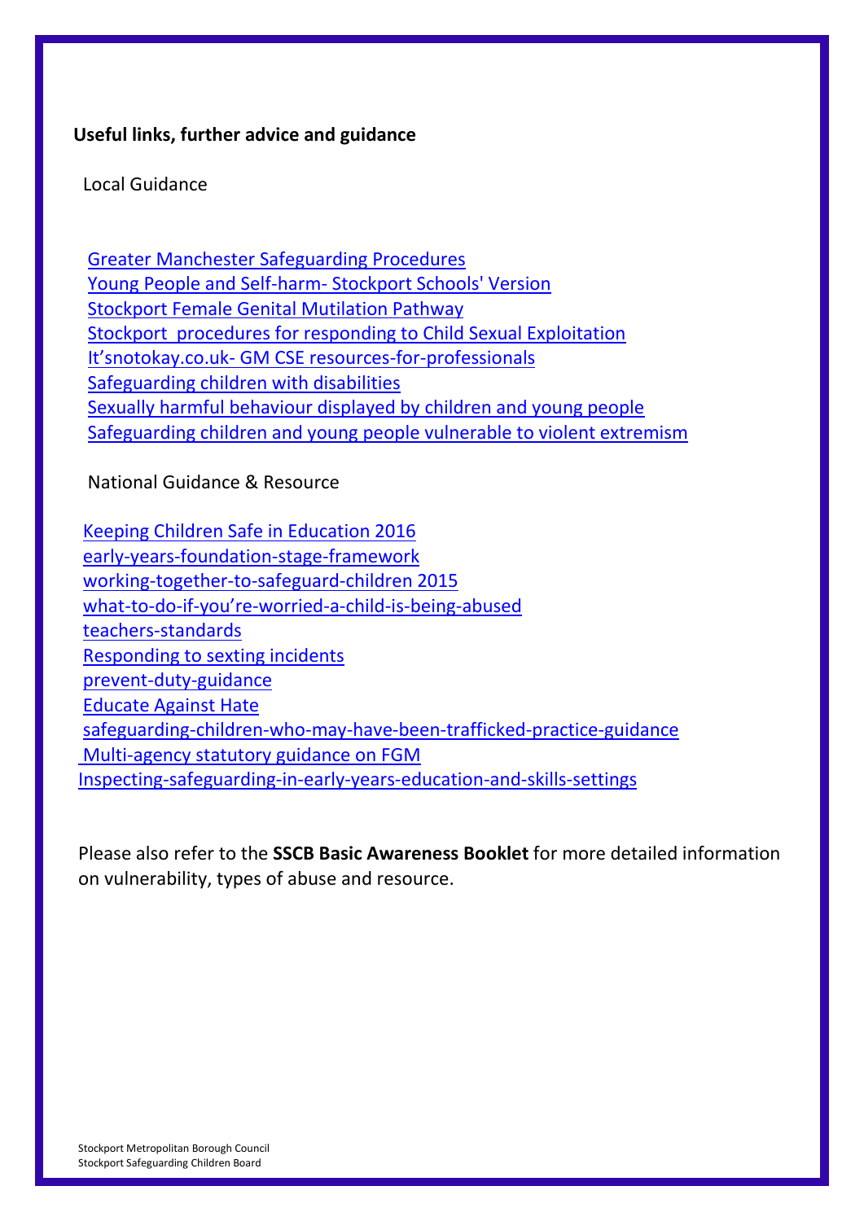**Useful links, further advice and guidance**

Local Guidance

- Greater Manchester Safeguarding Procedures
- Young People and Self-harm- Stockport Schools' Version
- Stockport Female Genital Mutilation Pathway
- Stockport  procedures for responding to Child Sexual Exploitation
- It'snotokay.co.uk- GM CSE resources-for-professionals
- Safeguarding children with disabilities
- Sexually harmful behaviour displayed by children and young people
- Safeguarding children and young people vulnerable to violent extremism

National Guidance & Resource

- Keeping Children Safe in Education 2016
- early-years-foundation-stage-framework
- working-together-to-safeguard-children 2015
- what-to-do-if-you're-worried-a-child-is-being-abused
- teachers-standards
- Responding to sexting incidents
- prevent-duty-guidance
- Educate Against Hate
- safeguarding-children-who-may-have-been-trafficked-practice-guidance
- Multi-agency statutory guidance on FGM
- Inspecting-safeguarding-in-early-years-education-and-skills-settings

Please also refer to the **SSCB Basic Awareness Booklet** for more detailed information on vulnerability, types of abuse and resource.

Stockport Metropolitan Borough Council
Stockport Safeguarding Children Board